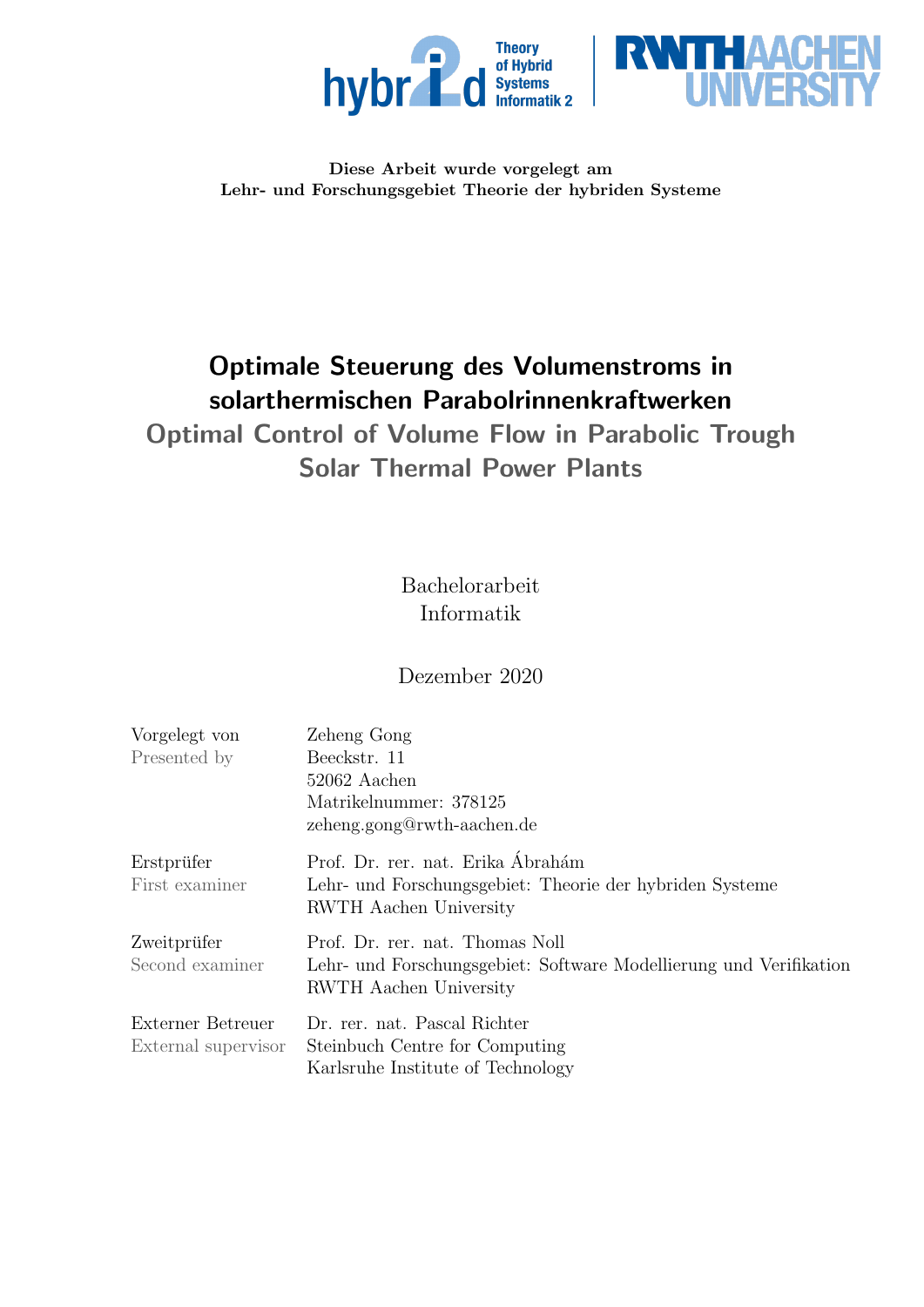**Diese Arbeit wurde vorgelegt am**
**Lehr- und Forschungsgebiet Theorie der hybriden Systeme**

# Optimale Steuerung des Volumenstroms in solarthermischen Parabolrinnenkraftwerken

## Optimal Control of Volume Flow in Parabolic Trough Solar Thermal Power Plants

Bachelorarbeit
Informatik

Dezember 2020

| | |
|---|---|
| Vorgelegt von<br>Presented by | Zeheng Gong<br>Beeckstr. 11<br>52062 Aachen<br>Matrikelnummer: 378125<br>zeheng.gong@rwth-aachen.de |
| Erstprüfer<br>First examiner | Prof. Dr. rer. nat. Erika Ábrahám<br>Lehr- und Forschungsgebiet: Theorie der hybriden Systeme<br>RWTH Aachen University |
| Zweitprüfer<br>Second examiner | Prof. Dr. rer. nat. Thomas Noll<br>Lehr- und Forschungsgebiet: Software Modellierung und Verifikation<br>RWTH Aachen University |
| Externer Betreuer<br>External supervisor | Dr. rer. nat. Pascal Richter<br>Steinbuch Centre for Computing<br>Karlsruhe Institute of Technology |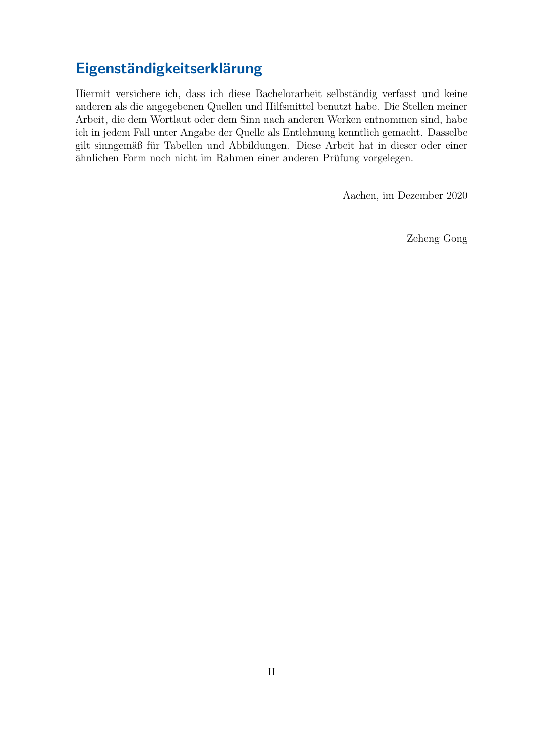# Eigenständigkeitserklärung

Hiermit versichere ich, dass ich diese Bachelorarbeit selbständig verfasst und keine anderen als die angegebenen Quellen und Hilfsmittel benutzt habe. Die Stellen meiner Arbeit, die dem Wortlaut oder dem Sinn nach anderen Werken entnommen sind, habe ich in jedem Fall unter Angabe der Quelle als Entlehnung kenntlich gemacht. Dasselbe gilt sinngemäß für Tabellen und Abbildungen. Diese Arbeit hat in dieser oder einer ähnlichen Form noch nicht im Rahmen einer anderen Prüfung vorgelegen.

Aachen, im Dezember 2020

Zeheng Gong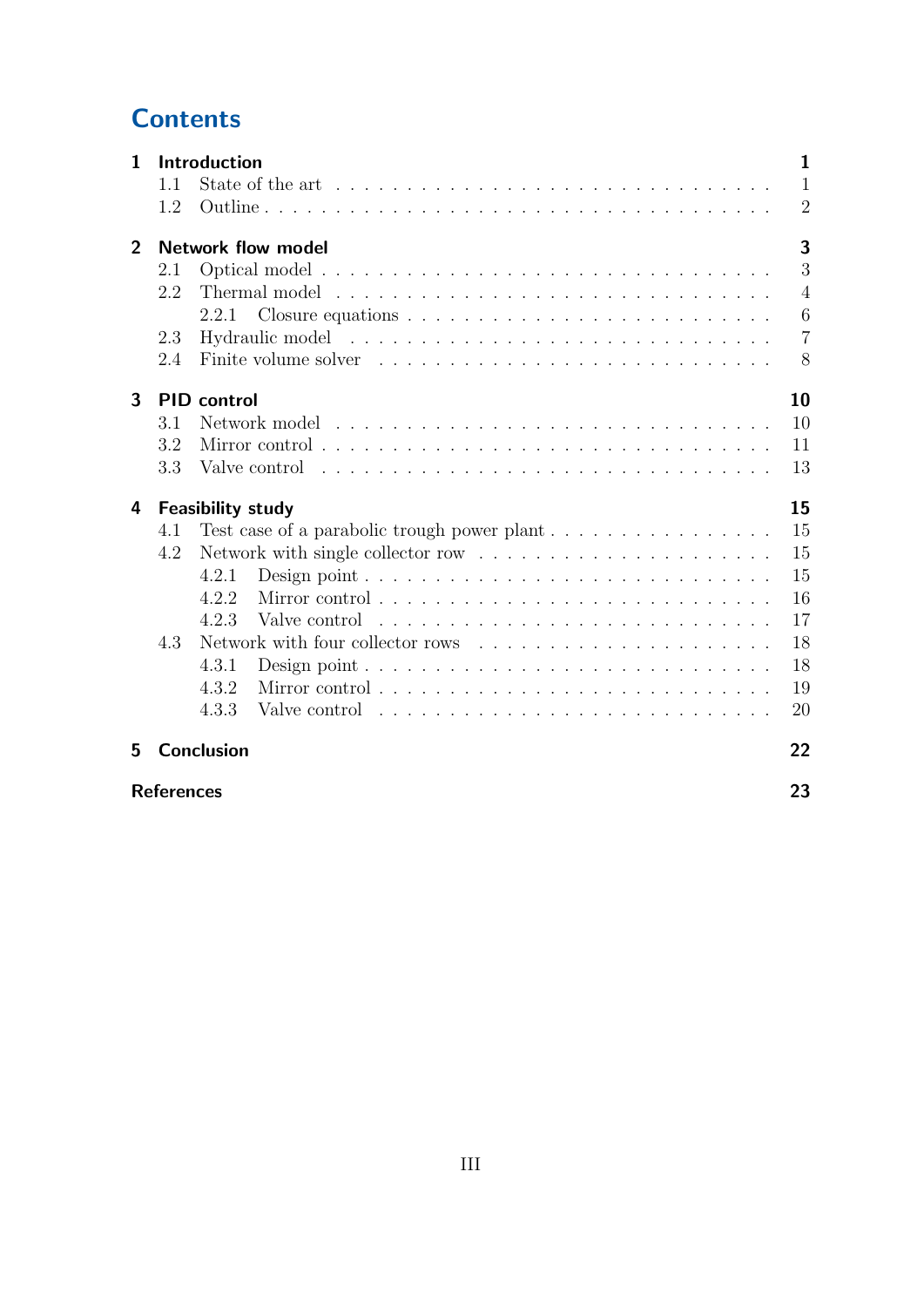# Contents

**1 Introduction** **1**
- 1.1 State of the art . . . . . . . . . . . . . . . . . . . . . . . . . . . . 1
- 1.2 Outline . . . . . . . . . . . . . . . . . . . . . . . . . . . . . . . . 2

**2 Network flow model** **3**
- 2.1 Optical model . . . . . . . . . . . . . . . . . . . . . . . . . . . . 3
- 2.2 Thermal model . . . . . . . . . . . . . . . . . . . . . . . . . . . . 4
  - 2.2.1 Closure equations . . . . . . . . . . . . . . . . . . . . . . . 6
- 2.3 Hydraulic model . . . . . . . . . . . . . . . . . . . . . . . . . . . 7
- 2.4 Finite volume solver . . . . . . . . . . . . . . . . . . . . . . . . . 8

**3 PID control** **10**
- 3.1 Network model . . . . . . . . . . . . . . . . . . . . . . . . . . . . 10
- 3.2 Mirror control . . . . . . . . . . . . . . . . . . . . . . . . . . . . 11
- 3.3 Valve control . . . . . . . . . . . . . . . . . . . . . . . . . . . . . 13

**4 Feasibility study** **15**
- 4.1 Test case of a parabolic trough power plant . . . . . . . . . . . . . 15
- 4.2 Network with single collector row . . . . . . . . . . . . . . . . . . 15
  - 4.2.1 Design point . . . . . . . . . . . . . . . . . . . . . . . . . . 15
  - 4.2.2 Mirror control . . . . . . . . . . . . . . . . . . . . . . . . . 16
  - 4.2.3 Valve control . . . . . . . . . . . . . . . . . . . . . . . . . 17
- 4.3 Network with four collector rows . . . . . . . . . . . . . . . . . . 18
  - 4.3.1 Design point . . . . . . . . . . . . . . . . . . . . . . . . . . 18
  - 4.3.2 Mirror control . . . . . . . . . . . . . . . . . . . . . . . . . 19
  - 4.3.3 Valve control . . . . . . . . . . . . . . . . . . . . . . . . . 20

**5 Conclusion** **22**

**References** **23**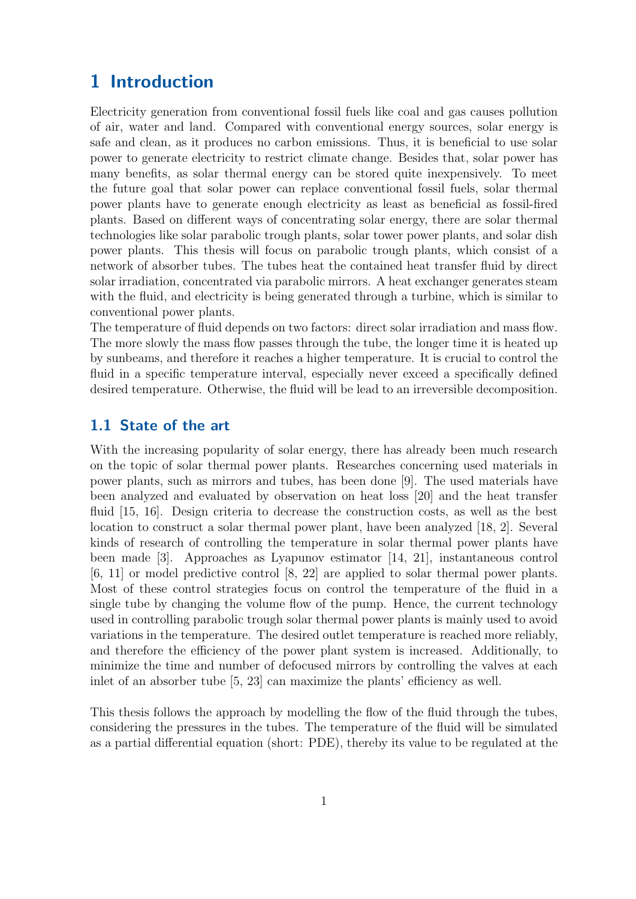# 1 Introduction

Electricity generation from conventional fossil fuels like coal and gas causes pollution of air, water and land. Compared with conventional energy sources, solar energy is safe and clean, as it produces no carbon emissions. Thus, it is beneficial to use solar power to generate electricity to restrict climate change. Besides that, solar power has many benefits, as solar thermal energy can be stored quite inexpensively. To meet the future goal that solar power can replace conventional fossil fuels, solar thermal power plants have to generate enough electricity as least as beneficial as fossil-fired plants. Based on different ways of concentrating solar energy, there are solar thermal technologies like solar parabolic trough plants, solar tower power plants, and solar dish power plants. This thesis will focus on parabolic trough plants, which consist of a network of absorber tubes. The tubes heat the contained heat transfer fluid by direct solar irradiation, concentrated via parabolic mirrors. A heat exchanger generates steam with the fluid, and electricity is being generated through a turbine, which is similar to conventional power plants.
The temperature of fluid depends on two factors: direct solar irradiation and mass flow. The more slowly the mass flow passes through the tube, the longer time it is heated up by sunbeams, and therefore it reaches a higher temperature. It is crucial to control the fluid in a specific temperature interval, especially never exceed a specifically defined desired temperature. Otherwise, the fluid will be lead to an irreversible decomposition.

## 1.1 State of the art

With the increasing popularity of solar energy, there has already been much research on the topic of solar thermal power plants. Researches concerning used materials in power plants, such as mirrors and tubes, has been done [9]. The used materials have been analyzed and evaluated by observation on heat loss [20] and the heat transfer fluid [15, 16]. Design criteria to decrease the construction costs, as well as the best location to construct a solar thermal power plant, have been analyzed [18, 2]. Several kinds of research of controlling the temperature in solar thermal power plants have been made [3]. Approaches as Lyapunov estimator [14, 21], instantaneous control [6, 11] or model predictive control [8, 22] are applied to solar thermal power plants. Most of these control strategies focus on control the temperature of the fluid in a single tube by changing the volume flow of the pump. Hence, the current technology used in controlling parabolic trough solar thermal power plants is mainly used to avoid variations in the temperature. The desired outlet temperature is reached more reliably, and therefore the efficiency of the power plant system is increased. Additionally, to minimize the time and number of defocused mirrors by controlling the valves at each inlet of an absorber tube [5, 23] can maximize the plants' efficiency as well.

This thesis follows the approach by modelling the flow of the fluid through the tubes, considering the pressures in the tubes. The temperature of the fluid will be simulated as a partial differential equation (short: PDE), thereby its value to be regulated at the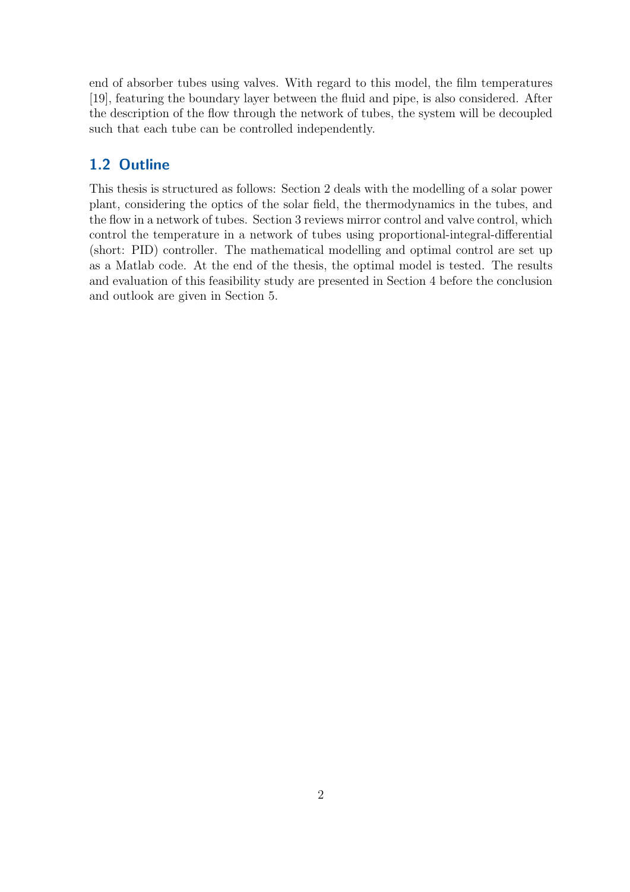end of absorber tubes using valves. With regard to this model, the film temperatures [19], featuring the boundary layer between the fluid and pipe, is also considered. After the description of the flow through the network of tubes, the system will be decoupled such that each tube can be controlled independently.

## 1.2 Outline

This thesis is structured as follows: Section 2 deals with the modelling of a solar power plant, considering the optics of the solar field, the thermodynamics in the tubes, and the flow in a network of tubes. Section 3 reviews mirror control and valve control, which control the temperature in a network of tubes using proportional-integral-differential (short: PID) controller. The mathematical modelling and optimal control are set up as a Matlab code. At the end of the thesis, the optimal model is tested. The results and evaluation of this feasibility study are presented in Section 4 before the conclusion and outlook are given in Section 5.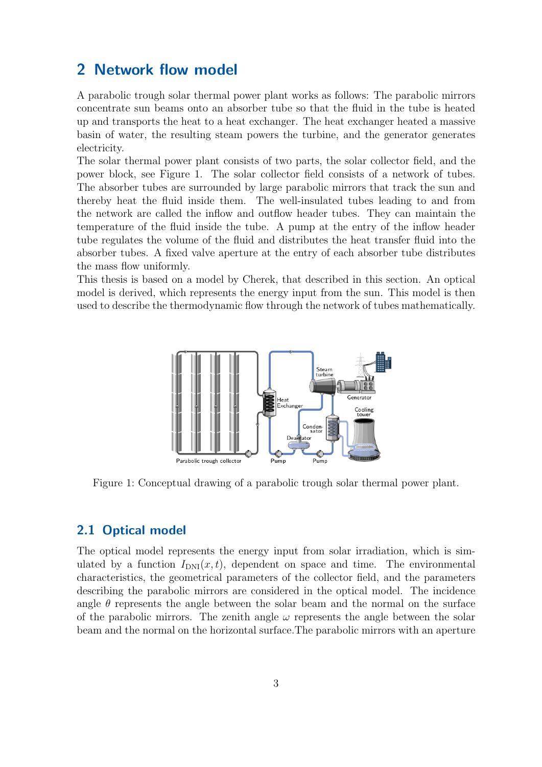## 2 Network flow model

A parabolic trough solar thermal power plant works as follows: The parabolic mirrors concentrate sun beams onto an absorber tube so that the fluid in the tube is heated up and transports the heat to a heat exchanger. The heat exchanger heated a massive basin of water, the resulting steam powers the turbine, and the generator generates electricity.
The solar thermal power plant consists of two parts, the solar collector field, and the power block, see Figure 1. The solar collector field consists of a network of tubes. The absorber tubes are surrounded by large parabolic mirrors that track the sun and thereby heat the fluid inside them. The well-insulated tubes leading to and from the network are called the inflow and outflow header tubes. They can maintain the temperature of the fluid inside the tube. A pump at the entry of the inflow header tube regulates the volume of the fluid and distributes the heat transfer fluid into the absorber tubes. A fixed valve aperture at the entry of each absorber tube distributes the mass flow uniformly.
This thesis is based on a model by Cherek, that described in this section. An optical model is derived, which represents the energy input from the sun. This model is then used to describe the thermodynamic flow through the network of tubes mathematically.

Figure 1: Conceptual drawing of a parabolic trough solar thermal power plant.

### 2.1 Optical model

The optical model represents the energy input from solar irradiation, which is simulated by a function $I_{\mathrm{DNI}}(x, t)$, dependent on space and time. The environmental characteristics, the geometrical parameters of the collector field, and the parameters describing the parabolic mirrors are considered in the optical model. The incidence angle $\theta$ represents the angle between the solar beam and the normal on the surface of the parabolic mirrors. The zenith angle $\omega$ represents the angle between the solar beam and the normal on the horizontal surface.The parabolic mirrors with an aperture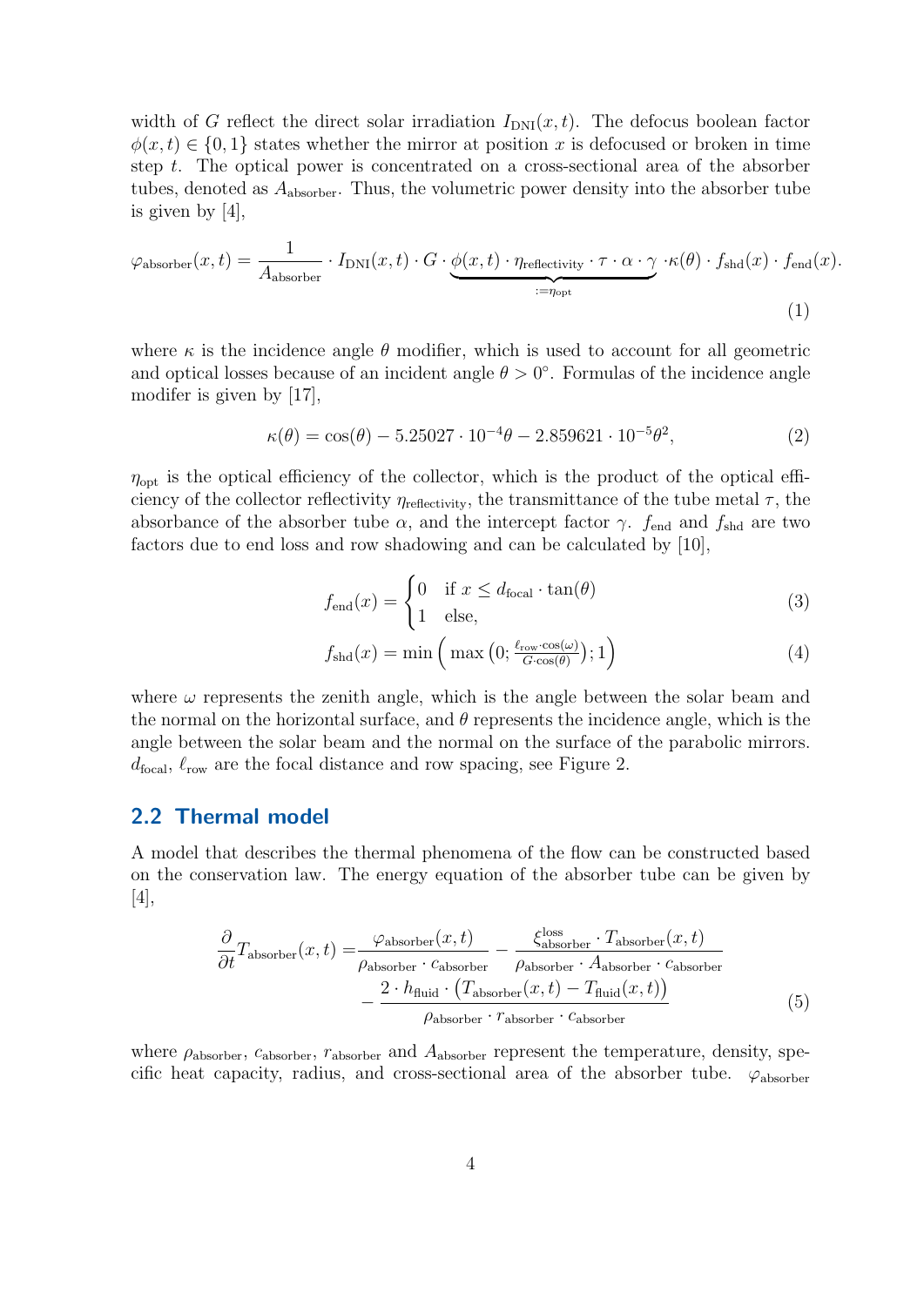width of $G$ reflect the direct solar irradiation $I_{\text{DNI}}(x,t)$. The defocus boolean factor $\phi(x,t) \in \{0,1\}$ states whether the mirror at position $x$ is defocused or broken in time step $t$. The optical power is concentrated on a cross-sectional area of the absorber tubes, denoted as $A_{\text{absorber}}$. Thus, the volumetric power density into the absorber tube is given by [4],

$$\varphi_{\text{absorber}}(x,t) = \frac{1}{A_{\text{absorber}}} \cdot I_{\text{DNI}}(x,t) \cdot G \cdot \underbrace{\phi(x,t) \cdot \eta_{\text{reflectivity}} \cdot \tau \cdot \alpha \cdot \gamma}_{:=\eta_{\text{opt}}} \cdot \kappa(\theta) \cdot f_{\text{shd}}(x) \cdot f_{\text{end}}(x). \tag{1}$$

where $\kappa$ is the incidence angle $\theta$ modifier, which is used to account for all geometric and optical losses because of an incident angle $\theta > 0°$. Formulas of the incidence angle modifer is given by [17],

$$\kappa(\theta) = \cos(\theta) - 5.25027 \cdot 10^{-4}\theta - 2.859621 \cdot 10^{-5}\theta^2, \tag{2}$$

$\eta_{\text{opt}}$ is the optical efficiency of the collector, which is the product of the optical efficiency of the collector reflectivity $\eta_{\text{reflectivity}}$, the transmittance of the tube metal $\tau$, the absorbance of the absorber tube $\alpha$, and the intercept factor $\gamma$. $f_{\text{end}}$ and $f_{\text{shd}}$ are two factors due to end loss and row shadowing and can be calculated by [10],

$$f_{\text{end}}(x) = \begin{cases} 0 & \text{if } x \leq d_{\text{focal}} \cdot \tan(\theta) \\ 1 & \text{else,} \end{cases} \tag{3}$$

$$f_{\text{shd}}(x) = \min\Big( \max\big(0; \tfrac{\ell_{\text{row}} \cdot \cos(\omega)}{G \cdot \cos(\theta)}\big); 1\Big) \tag{4}$$

where $\omega$ represents the zenith angle, which is the angle between the solar beam and the normal on the horizontal surface, and $\theta$ represents the incidence angle, which is the angle between the solar beam and the normal on the surface of the parabolic mirrors. $d_{\text{focal}}$, $\ell_{\text{row}}$ are the focal distance and row spacing, see Figure 2.

## 2.2 Thermal model

A model that describes the thermal phenomena of the flow can be constructed based on the conservation law. The energy equation of the absorber tube can be given by [4],

$$\frac{\partial}{\partial t} T_{\text{absorber}}(x,t) = \frac{\varphi_{\text{absorber}}(x,t)}{\rho_{\text{absorber}} \cdot c_{\text{absorber}}} - \frac{\xi^{\text{loss}}_{\text{absorber}} \cdot T_{\text{absorber}}(x,t)}{\rho_{\text{absorber}} \cdot A_{\text{absorber}} \cdot c_{\text{absorber}}} - \frac{2 \cdot h_{\text{fluid}} \cdot \big(T_{\text{absorber}}(x,t) - T_{\text{fluid}}(x,t)\big)}{\rho_{\text{absorber}} \cdot r_{\text{absorber}} \cdot c_{\text{absorber}}} \tag{5}$$

where $\rho_{\text{absorber}}$, $c_{\text{absorber}}$, $r_{\text{absorber}}$ and $A_{\text{absorber}}$ represent the temperature, density, specific heat capacity, radius, and cross-sectional area of the absorber tube. $\varphi_{\text{absorber}}$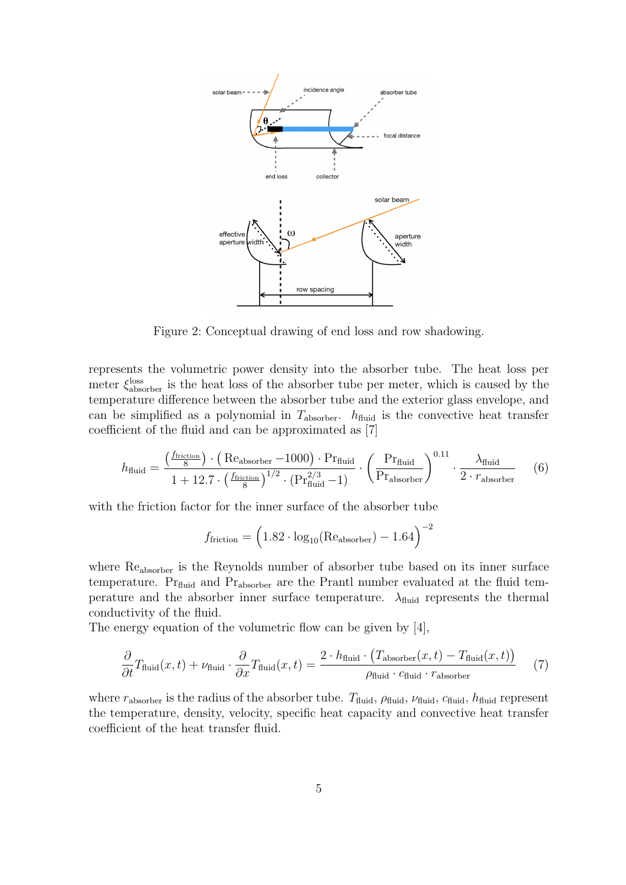Figure 2: Conceptual drawing of end loss and row shadowing.

represents the volumetric power density into the absorber tube. The heat loss per meter $\xi^{\text{loss}}_{\text{absorber}}$ is the heat loss of the absorber tube per meter, which is caused by the temperature difference between the absorber tube and the exterior glass envelope, and can be simplified as a polynomial in $T_{\text{absorber}}$. $h_{\text{fluid}}$ is the convective heat transfer coefficient of the fluid and can be approximated as [7]

$$h_{\text{fluid}} = \frac{\left(\frac{f_{\text{friction}}}{8}\right) \cdot \left(\text{Re}_{\text{absorber}} - 1000\right) \cdot \text{Pr}_{\text{fluid}}}{1 + 12.7 \cdot \left(\frac{f_{\text{friction}}}{8}\right)^{1/2} \cdot \left(\text{Pr}_{\text{fluid}}^{2/3} - 1\right)} \cdot \left(\frac{\text{Pr}_{\text{fluid}}}{\text{Pr}_{\text{absorber}}}\right)^{0.11} \cdot \frac{\lambda_{\text{fluid}}}{2 \cdot r_{\text{absorber}}} \tag{6}$$

with the friction factor for the inner surface of the absorber tube

$$f_{\text{friction}} = \Big(1.82 \cdot \log_{10}(\text{Re}_{\text{absorber}}) - 1.64\Big)^{-2}$$

where $\text{Re}_{\text{absorber}}$ is the Reynolds number of absorber tube based on its inner surface temperature. $\text{Pr}_{\text{fluid}}$ and $\text{Pr}_{\text{absorber}}$ are the Prantl number evaluated at the fluid temperature and the absorber inner surface temperature. $\lambda_{\text{fluid}}$ represents the thermal conductivity of the fluid.
The energy equation of the volumetric flow can be given by [4],

$$\frac{\partial}{\partial t} T_{\text{fluid}}(x,t) + \nu_{\text{fluid}} \cdot \frac{\partial}{\partial x} T_{\text{fluid}}(x,t) = \frac{2 \cdot h_{\text{fluid}} \cdot \big(T_{\text{absorber}}(x,t) - T_{\text{fluid}}(x,t)\big)}{\rho_{\text{fluid}} \cdot c_{\text{fluid}} \cdot r_{\text{absorber}}} \tag{7}$$

where $r_{\text{absorber}}$ is the radius of the absorber tube. $T_{\text{fluid}}$, $\rho_{\text{fluid}}$, $\nu_{\text{fluid}}$, $c_{\text{fluid}}$, $h_{\text{fluid}}$ represent the temperature, density, velocity, specific heat capacity and convective heat transfer coefficient of the heat transfer fluid.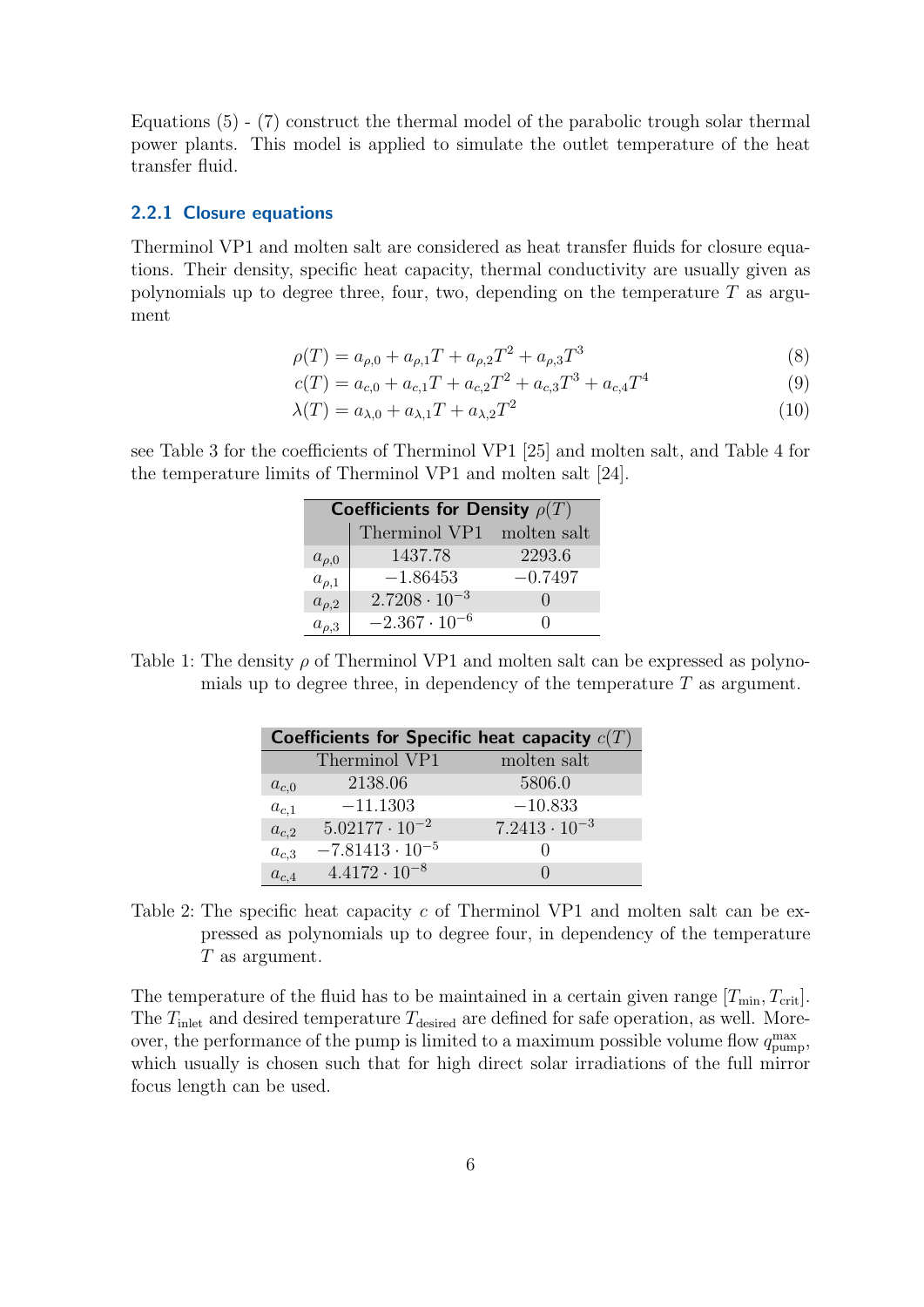Equations (5) - (7) construct the thermal model of the parabolic trough solar thermal power plants. This model is applied to simulate the outlet temperature of the heat transfer fluid.

### 2.2.1 Closure equations

Therminol VP1 and molten salt are considered as heat transfer fluids for closure equations. Their density, specific heat capacity, thermal conductivity are usually given as polynomials up to degree three, four, two, depending on the temperature $T$ as argument

$$\rho(T) = a_{\rho,0} + a_{\rho,1}T + a_{\rho,2}T^2 + a_{\rho,3}T^3 \tag{8}$$

$$c(T) = a_{c,0} + a_{c,1}T + a_{c,2}T^2 + a_{c,3}T^3 + a_{c,4}T^4 \tag{9}$$

$$\lambda(T) = a_{\lambda,0} + a_{\lambda,1}T + a_{\lambda,2}T^2 \tag{10}$$

see Table 3 for the coefficients of Therminol VP1 [25] and molten salt, and Table 4 for the temperature limits of Therminol VP1 and molten salt [24].

| **Coefficients for Density $\rho(T)$** | | |
|---|---|---|
| | Therminol VP1 | molten salt |
| $a_{\rho,0}$ | 1437.78 | 2293.6 |
| $a_{\rho,1}$ | $-1.86453$ | $-0.7497$ |
| $a_{\rho,2}$ | $2.7208 \cdot 10^{-3}$ | 0 |
| $a_{\rho,3}$ | $-2.367 \cdot 10^{-6}$ | 0 |

Table 1: The density $\rho$ of Therminol VP1 and molten salt can be expressed as polynomials up to degree three, in dependency of the temperature $T$ as argument.

| **Coefficients for Specific heat capacity $c(T)$** | | |
|---|---|---|
| | Therminol VP1 | molten salt |
| $a_{c,0}$ | 2138.06 | 5806.0 |
| $a_{c,1}$ | $-11.1303$ | $-10.833$ |
| $a_{c,2}$ | $5.02177 \cdot 10^{-2}$ | $7.2413 \cdot 10^{-3}$ |
| $a_{c,3}$ | $-7.81413 \cdot 10^{-5}$ | 0 |
| $a_{c,4}$ | $4.4172 \cdot 10^{-8}$ | 0 |

Table 2: The specific heat capacity $c$ of Therminol VP1 and molten salt can be expressed as polynomials up to degree four, in dependency of the temperature $T$ as argument.

The temperature of the fluid has to be maintained in a certain given range $[T_{\min}, T_{\text{crit}}]$. The $T_{\text{inlet}}$ and desired temperature $T_{\text{desired}}$ are defined for safe operation, as well. Moreover, the performance of the pump is limited to a maximum possible volume flow $q_{\text{pump}}^{\max}$, which usually is chosen such that for high direct solar irradiations of the full mirror focus length can be used.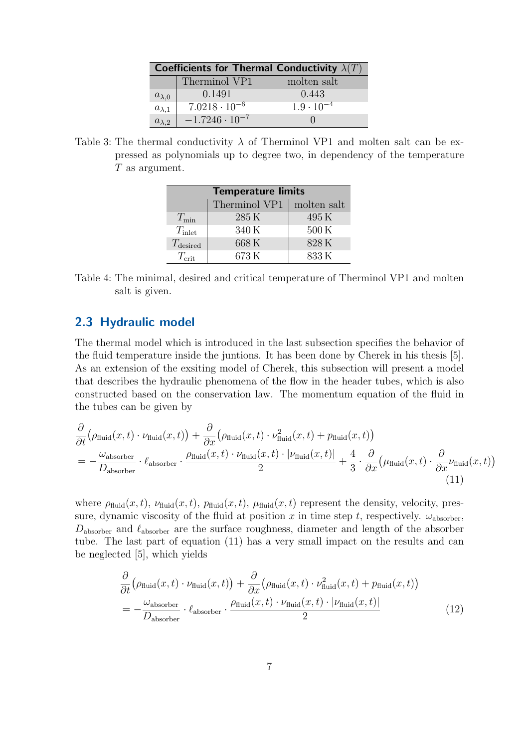| Coefficients for Thermal Conductivity $\lambda(T)$ | | |
|---|---|---|
| | Therminol VP1 | molten salt |
| $a_{\lambda,0}$ | $0.1491$ | $0.443$ |
| $a_{\lambda,1}$ | $7.0218 \cdot 10^{-6}$ | $1.9 \cdot 10^{-4}$ |
| $a_{\lambda,2}$ | $-1.7246 \cdot 10^{-7}$ | $0$ |

Table 3: The thermal conductivity $\lambda$ of Therminol VP1 and molten salt can be expressed as polynomials up to degree two, in dependency of the temperature $T$ as argument.

| Temperature limits | | |
|---|---|---|
| | Therminol VP1 | molten salt |
| $T_{\text{min}}$ | 285 K | 495 K |
| $T_{\text{inlet}}$ | 340 K | 500 K |
| $T_{\text{desired}}$ | 668 K | 828 K |
| $T_{\text{crit}}$ | 673 K | 833 K |

Table 4: The minimal, desired and critical temperature of Therminol VP1 and molten salt is given.

## 2.3 Hydraulic model

The thermal model which is introduced in the last subsection specifies the behavior of the fluid temperature inside the juntions. It has been done by Cherek in his thesis [5]. As an extension of the exsiting model of Cherek, this subsection will present a model that describes the hydraulic phenomena of the flow in the header tubes, which is also constructed based on the conservation law. The momentum equation of the fluid in the tubes can be given by

$$
\begin{aligned}
&\frac{\partial}{\partial t}\big(\rho_{\text{fluid}}(x,t)\cdot\nu_{\text{fluid}}(x,t)\big)+\frac{\partial}{\partial x}\big(\rho_{\text{fluid}}(x,t)\cdot\nu_{\text{fluid}}^{2}(x,t)+p_{\text{fluid}}(x,t)\big)\\
&=-\frac{\omega_{\text{absorber}}}{D_{\text{absorber}}}\cdot\ell_{\text{absorber}}\cdot\frac{\rho_{\text{fluid}}(x,t)\cdot\nu_{\text{fluid}}(x,t)\cdot|\nu_{\text{fluid}}(x,t)|}{2}+\frac{4}{3}\cdot\frac{\partial}{\partial x}\Big(\mu_{\text{fluid}}(x,t)\cdot\frac{\partial}{\partial x}\nu_{\text{fluid}}(x,t)\Big)
\end{aligned}
\tag{11}
$$

where $\rho_{\text{fluid}}(x,t)$, $\nu_{\text{fluid}}(x,t)$, $p_{\text{fluid}}(x,t)$, $\mu_{\text{fluid}}(x,t)$ represent the density, velocity, pressure, dynamic viscosity of the fluid at position $x$ in time step $t$, respectively. $\omega_{\text{absorber}}$, $D_{\text{absorber}}$ and $\ell_{\text{absorber}}$ are the surface roughness, diameter and length of the absorber tube. The last part of equation (11) has a very small impact on the results and can be neglected [5], which yields

$$
\begin{aligned}
&\frac{\partial}{\partial t}\big(\rho_{\text{fluid}}(x,t)\cdot\nu_{\text{fluid}}(x,t)\big)+\frac{\partial}{\partial x}\big(\rho_{\text{fluid}}(x,t)\cdot\nu_{\text{fluid}}^{2}(x,t)+p_{\text{fluid}}(x,t)\big)\\
&=-\frac{\omega_{\text{absorber}}}{D_{\text{absorber}}}\cdot\ell_{\text{absorber}}\cdot\frac{\rho_{\text{fluid}}(x,t)\cdot\nu_{\text{fluid}}(x,t)\cdot|\nu_{\text{fluid}}(x,t)|}{2}
\end{aligned}
\tag{12}
$$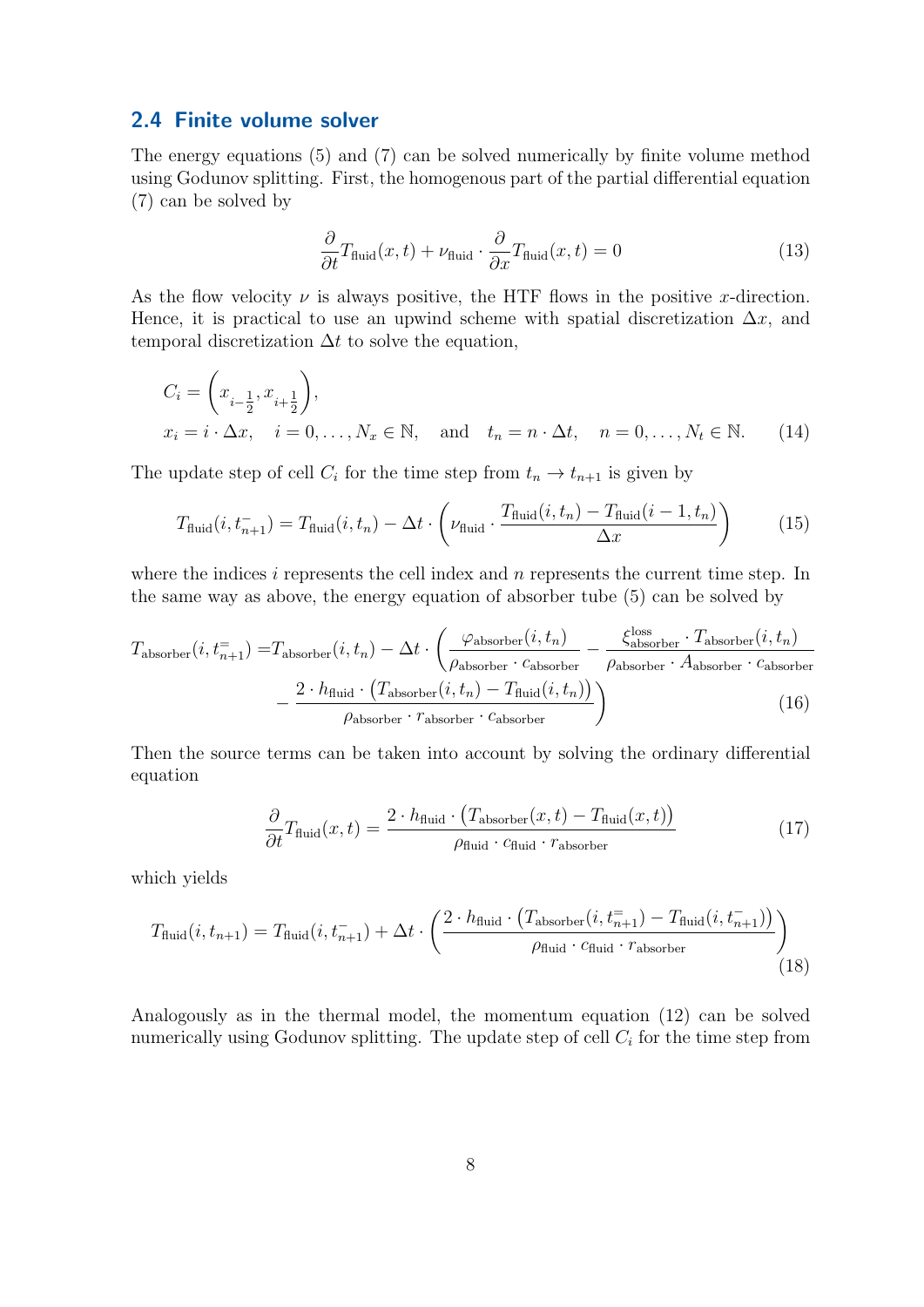### 2.4 Finite volume solver

The energy equations (5) and (7) can be solved numerically by finite volume method using Godunov splitting. First, the homogenous part of the partial differential equation (7) can be solved by

$$\frac{\partial}{\partial t} T_{\text{fluid}}(x,t) + \nu_{\text{fluid}} \cdot \frac{\partial}{\partial x} T_{\text{fluid}}(x,t) = 0 \tag{13}$$

As the flow velocity $\nu$ is always positive, the HTF flows in the positive $x$-direction. Hence, it is practical to use an upwind scheme with spatial discretization $\Delta x$, and temporal discretization $\Delta t$ to solve the equation,

$$\begin{aligned}
&C_i = \left( x_{i-\frac{1}{2}}, x_{i+\frac{1}{2}} \right), \\
&x_i = i \cdot \Delta x, \quad i = 0, \ldots, N_x \in \mathbb{N}, \quad \text{and} \quad t_n = n \cdot \Delta t, \quad n = 0, \ldots, N_t \in \mathbb{N}.
\end{aligned} \tag{14}$$

The update step of cell $C_i$ for the time step from $t_n \to t_{n+1}$ is given by

$$T_{\text{fluid}}(i, t_{n+1}^{-}) = T_{\text{fluid}}(i, t_n) - \Delta t \cdot \left( \nu_{\text{fluid}} \cdot \frac{T_{\text{fluid}}(i, t_n) - T_{\text{fluid}}(i-1, t_n)}{\Delta x} \right) \tag{15}$$

where the indices $i$ represents the cell index and $n$ represents the current time step. In the same way as above, the energy equation of absorber tube (5) can be solved by

$$\begin{aligned}
T_{\text{absorber}}(i, t_{n+1}^{=}) = T_{\text{absorber}}(i, t_n) - \Delta t \cdot \Bigg( &\frac{\varphi_{\text{absorber}}(i, t_n)}{\rho_{\text{absorber}} \cdot c_{\text{absorber}}} - \frac{\xi_{\text{absorber}}^{\text{loss}} \cdot T_{\text{absorber}}(i, t_n)}{\rho_{\text{absorber}} \cdot A_{\text{absorber}} \cdot c_{\text{absorber}}} \\
&- \frac{2 \cdot h_{\text{fluid}} \cdot \left( T_{\text{absorber}}(i, t_n) - T_{\text{fluid}}(i, t_n) \right)}{\rho_{\text{absorber}} \cdot r_{\text{absorber}} \cdot c_{\text{absorber}}} \Bigg)
\end{aligned} \tag{16}$$

Then the source terms can be taken into account by solving the ordinary differential equation

$$\frac{\partial}{\partial t} T_{\text{fluid}}(x,t) = \frac{2 \cdot h_{\text{fluid}} \cdot \left( T_{\text{absorber}}(x,t) - T_{\text{fluid}}(x,t) \right)}{\rho_{\text{fluid}} \cdot c_{\text{fluid}} \cdot r_{\text{absorber}}} \tag{17}$$

which yields

$$T_{\text{fluid}}(i, t_{n+1}) = T_{\text{fluid}}(i, t_{n+1}^{-}) + \Delta t \cdot \left( \frac{2 \cdot h_{\text{fluid}} \cdot \left( T_{\text{absorber}}(i, t_{n+1}^{=}) - T_{\text{fluid}}(i, t_{n+1}^{-}) \right)}{\rho_{\text{fluid}} \cdot c_{\text{fluid}} \cdot r_{\text{absorber}}} \right) \tag{18}$$

Analogously as in the thermal model, the momentum equation (12) can be solved numerically using Godunov splitting. The update step of cell $C_i$ for the time step from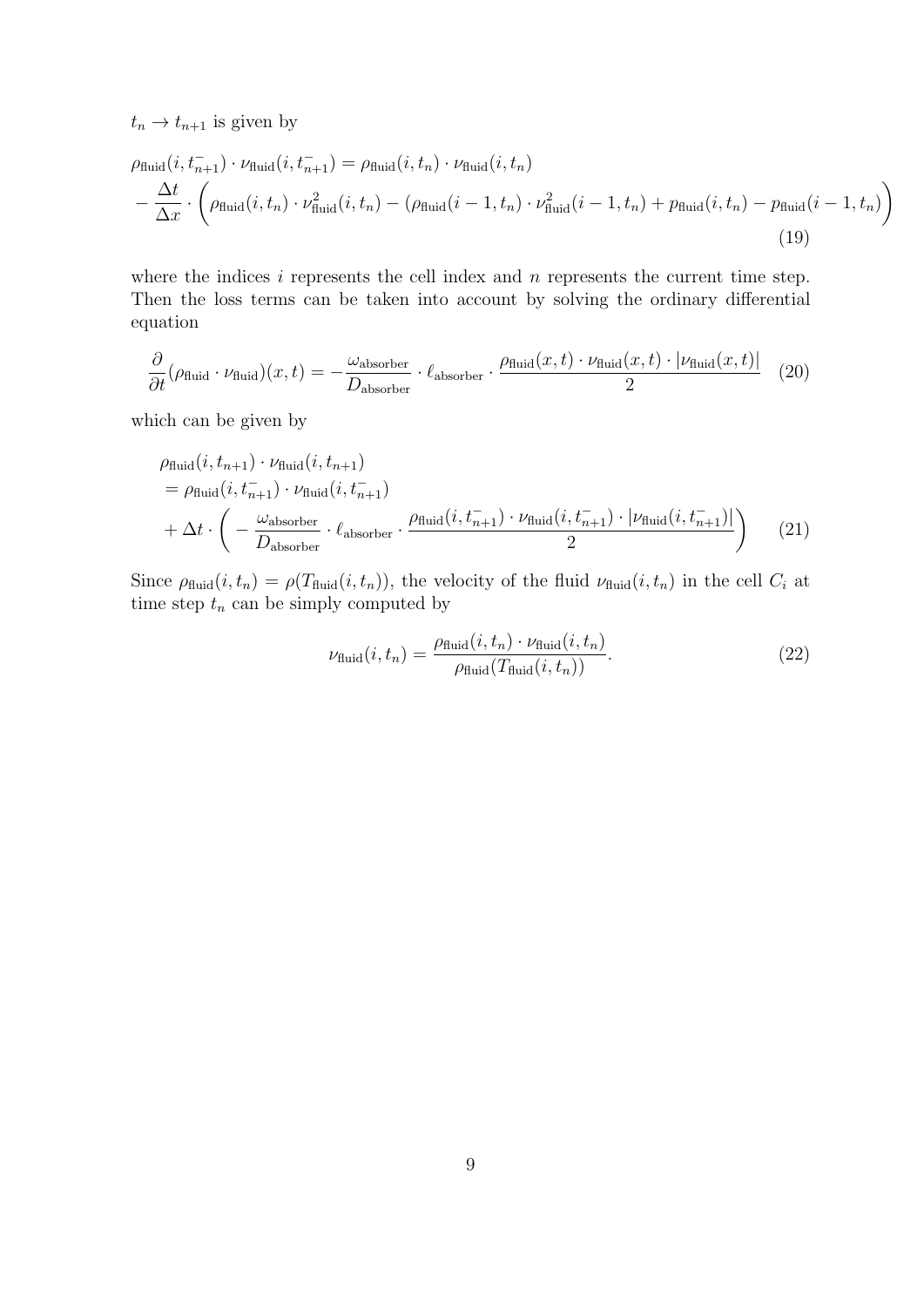$t_n \to t_{n+1}$ is given by

$$
\begin{aligned}
&\rho_{\text{fluid}}(i, t_{n+1}^-) \cdot \nu_{\text{fluid}}(i, t_{n+1}^-) = \rho_{\text{fluid}}(i, t_n) \cdot \nu_{\text{fluid}}(i, t_n) \\
&- \frac{\Delta t}{\Delta x} \cdot \left( \rho_{\text{fluid}}(i, t_n) \cdot \nu_{\text{fluid}}^2(i, t_n) - (\rho_{\text{fluid}}(i-1, t_n) \cdot \nu_{\text{fluid}}^2(i-1, t_n) + p_{\text{fluid}}(i, t_n) - p_{\text{fluid}}(i-1, t_n) \right)
\end{aligned} \tag{19}
$$

where the indices $i$ represents the cell index and $n$ represents the current time step. Then the loss terms can be taken into account by solving the ordinary differential equation

$$
\frac{\partial}{\partial t}(\rho_{\text{fluid}} \cdot \nu_{\text{fluid}})(x,t) = -\frac{\omega_{\text{absorber}}}{D_{\text{absorber}}} \cdot \ell_{\text{absorber}} \cdot \frac{\rho_{\text{fluid}}(x,t) \cdot \nu_{\text{fluid}}(x,t) \cdot |\nu_{\text{fluid}}(x,t)|}{2} \tag{20}
$$

which can be given by

$$
\begin{aligned}
&\rho_{\text{fluid}}(i, t_{n+1}) \cdot \nu_{\text{fluid}}(i, t_{n+1}) \\
&= \rho_{\text{fluid}}(i, t_{n+1}^-) \cdot \nu_{\text{fluid}}(i, t_{n+1}^-) \\
&+ \Delta t \cdot \left( -\frac{\omega_{\text{absorber}}}{D_{\text{absorber}}} \cdot \ell_{\text{absorber}} \cdot \frac{\rho_{\text{fluid}}(i, t_{n+1}^-) \cdot \nu_{\text{fluid}}(i, t_{n+1}^-) \cdot |\nu_{\text{fluid}}(i, t_{n+1}^-)|}{2} \right)
\end{aligned} \tag{21}
$$

Since $\rho_{\text{fluid}}(i, t_n) = \rho(T_{\text{fluid}}(i, t_n))$, the velocity of the fluid $\nu_{\text{fluid}}(i, t_n)$ in the cell $C_i$ at time step $t_n$ can be simply computed by

$$
\nu_{\text{fluid}}(i, t_n) = \frac{\rho_{\text{fluid}}(i, t_n) \cdot \nu_{\text{fluid}}(i, t_n)}{\rho_{\text{fluid}}(T_{\text{fluid}}(i, t_n))}. \tag{22}
$$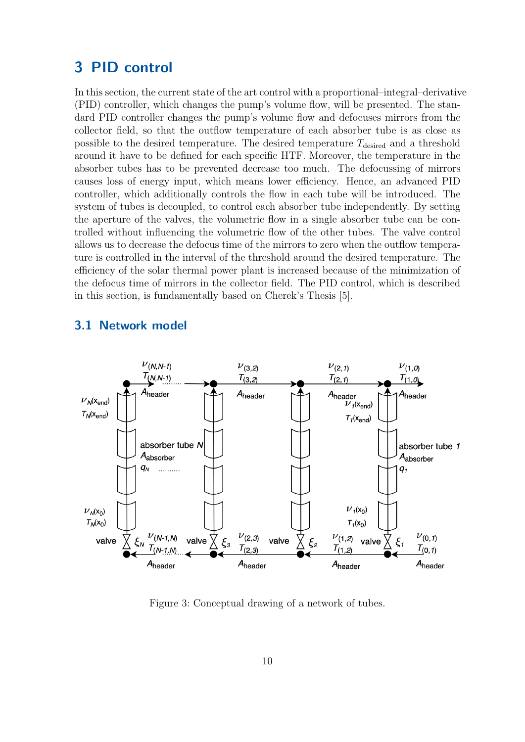## 3 PID control

In this section, the current state of the art control with a proportional–integral–derivative (PID) controller, which changes the pump's volume flow, will be presented. The standard PID controller changes the pump's volume flow and defocuses mirrors from the collector field, so that the outflow temperature of each absorber tube is as close as possible to the desired temperature. The desired temperature $T_{\text{desired}}$ and a threshold around it have to be defined for each specific HTF. Moreover, the temperature in the absorber tubes has to be prevented decrease too much. The defocussing of mirrors causes loss of energy input, which means lower efficiency. Hence, an advanced PID controller, which additionally controls the flow in each tube will be introduced. The system of tubes is decoupled, to control each absorber tube independently. By setting the aperture of the valves, the volumetric flow in a single absorber tube can be controlled without influencing the volumetric flow of the other tubes. The valve control allows us to decrease the defocus time of the mirrors to zero when the outflow temperature is controlled in the interval of the threshold around the desired temperature. The efficiency of the solar thermal power plant is increased because of the minimization of the defocus time of mirrors in the collector field. The PID control, which is described in this section, is fundamentally based on Cherek's Thesis [5].

### 3.1 Network model

Figure 3: Conceptual drawing of a network of tubes.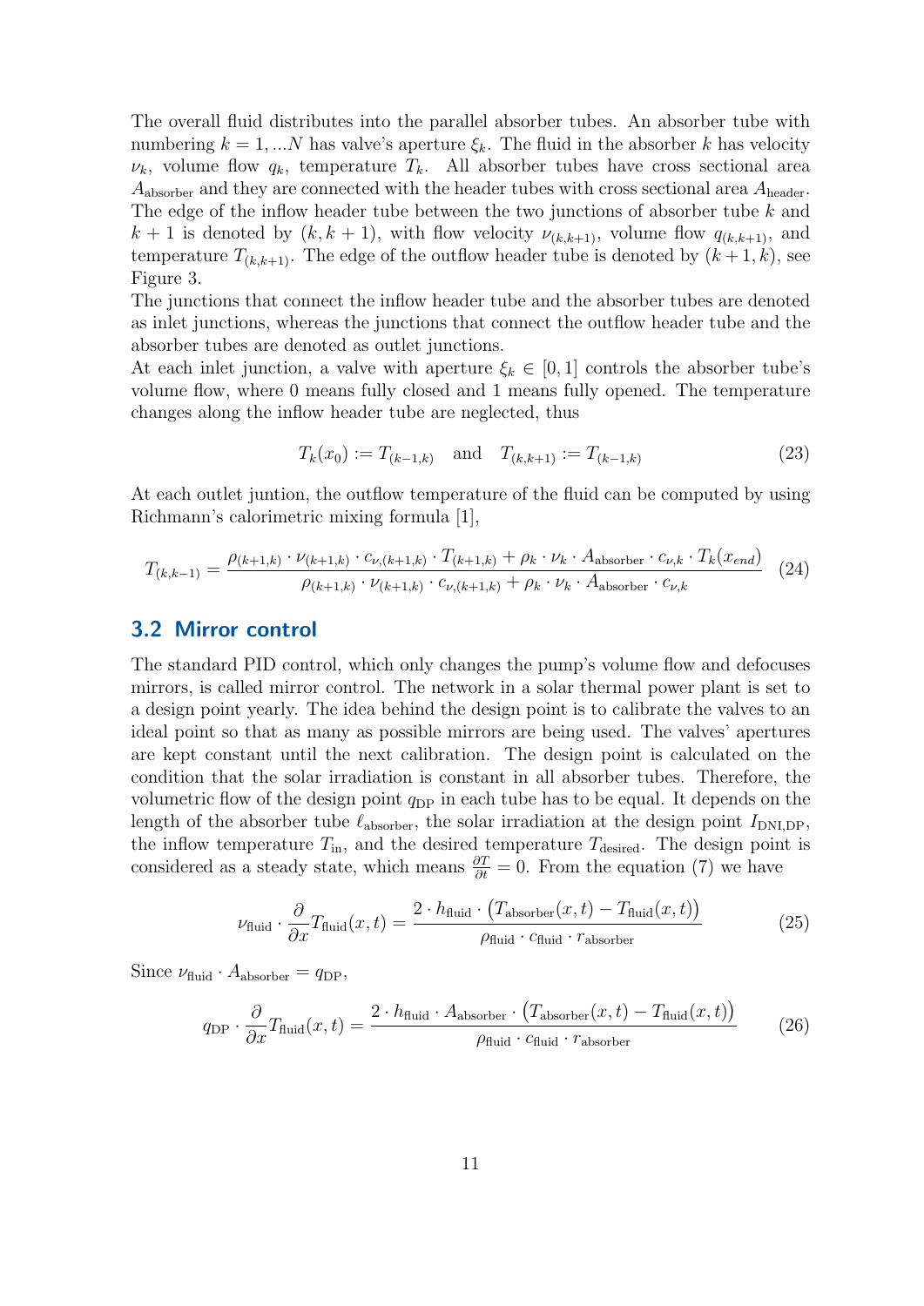The overall fluid distributes into the parallel absorber tubes. An absorber tube with numbering $k = 1, ...N$ has valve's aperture $\xi_k$. The fluid in the absorber $k$ has velocity $\nu_k$, volume flow $q_k$, temperature $T_k$. All absorber tubes have cross sectional area $A_{\text{absorber}}$ and they are connected with the header tubes with cross sectional area $A_{\text{header}}$. The edge of the inflow header tube between the two junctions of absorber tube $k$ and $k+1$ is denoted by $(k, k+1)$, with flow velocity $\nu_{(k,k+1)}$, volume flow $q_{(k,k+1)}$, and temperature $T_{(k,k+1)}$. The edge of the outflow header tube is denoted by $(k+1, k)$, see Figure 3.

The junctions that connect the inflow header tube and the absorber tubes are denoted as inlet junctions, whereas the junctions that connect the outflow header tube and the absorber tubes are denoted as outlet junctions.

At each inlet junction, a valve with aperture $\xi_k \in [0, 1]$ controls the absorber tube's volume flow, where 0 means fully closed and 1 means fully opened. The temperature changes along the inflow header tube are neglected, thus

$$T_k(x_0) := T_{(k-1,k)} \quad \text{and} \quad T_{(k,k+1)} := T_{(k-1,k)} \tag{23}$$

At each outlet juntion, the outflow temperature of the fluid can be computed by using Richmann's calorimetric mixing formula [1],

$$T_{(k,k-1)} = \frac{\rho_{(k+1,k)} \cdot \nu_{(k+1,k)} \cdot c_{\nu,(k+1,k)} \cdot T_{(k+1,k)} + \rho_k \cdot \nu_k \cdot A_{\text{absorber}} \cdot c_{\nu,k} \cdot T_k(x_{end})}{\rho_{(k+1,k)} \cdot \nu_{(k+1,k)} \cdot c_{\nu,(k+1,k)} + \rho_k \cdot \nu_k \cdot A_{\text{absorber}} \cdot c_{\nu,k}} \tag{24}$$

## 3.2 Mirror control

The standard PID control, which only changes the pump's volume flow and defocuses mirrors, is called mirror control. The network in a solar thermal power plant is set to a design point yearly. The idea behind the design point is to calibrate the valves to an ideal point so that as many as possible mirrors are being used. The valves' apertures are kept constant until the next calibration. The design point is calculated on the condition that the solar irradiation is constant in all absorber tubes. Therefore, the volumetric flow of the design point $q_{\text{DP}}$ in each tube has to be equal. It depends on the length of the absorber tube $\ell_{\text{absorber}}$, the solar irradiation at the design point $I_{\text{DNI,DP}}$, the inflow temperature $T_{\text{in}}$, and the desired temperature $T_{\text{desired}}$. The design point is considered as a steady state, which means $\frac{\partial T}{\partial t} = 0$. From the equation (7) we have

$$\nu_{\text{fluid}} \cdot \frac{\partial}{\partial x} T_{\text{fluid}}(x,t) = \frac{2 \cdot h_{\text{fluid}} \cdot \left(T_{\text{absorber}}(x,t) - T_{\text{fluid}}(x,t)\right)}{\rho_{\text{fluid}} \cdot c_{\text{fluid}} \cdot r_{\text{absorber}}} \tag{25}$$

Since $\nu_{\text{fluid}} \cdot A_{\text{absorber}} = q_{\text{DP}}$,

$$q_{\text{DP}} \cdot \frac{\partial}{\partial x} T_{\text{fluid}}(x,t) = \frac{2 \cdot h_{\text{fluid}} \cdot A_{\text{absorber}} \cdot \left(T_{\text{absorber}}(x,t) - T_{\text{fluid}}(x,t)\right)}{\rho_{\text{fluid}} \cdot c_{\text{fluid}} \cdot r_{\text{absorber}}} \tag{26}$$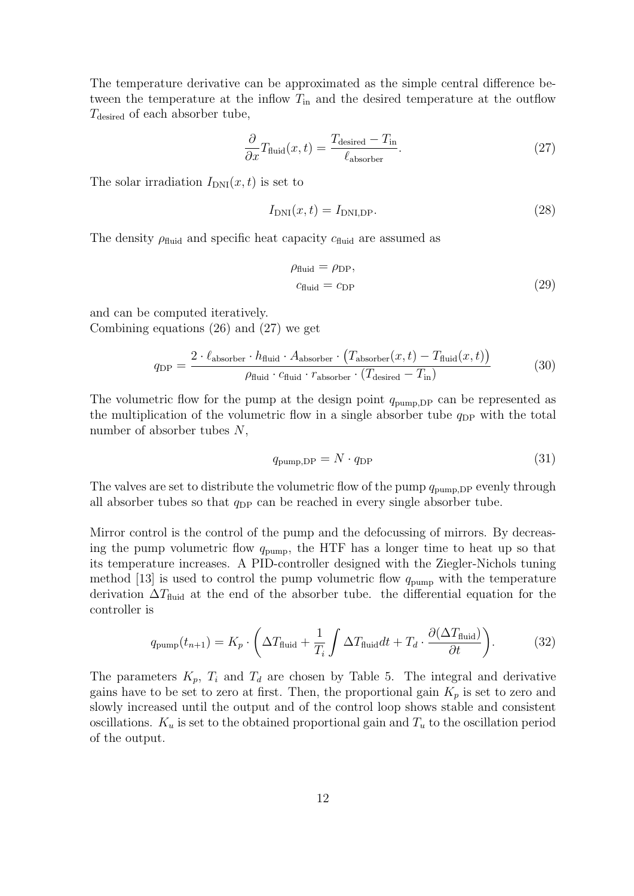The temperature derivative can be approximated as the simple central difference between the temperature at the inflow $T_{\text{in}}$ and the desired temperature at the outflow $T_{\text{desired}}$ of each absorber tube,

$$\frac{\partial}{\partial x} T_{\text{fluid}}(x,t) = \frac{T_{\text{desired}} - T_{\text{in}}}{\ell_{\text{absorber}}}. \tag{27}$$

The solar irradiation $I_{\text{DNI}}(x,t)$ is set to

$$I_{\text{DNI}}(x,t) = I_{\text{DNI,DP}}. \tag{28}$$

The density $\rho_{\text{fluid}}$ and specific heat capacity $c_{\text{fluid}}$ are assumed as

$$\begin{aligned} \rho_{\text{fluid}} &= \rho_{\text{DP}}, \\ c_{\text{fluid}} &= c_{\text{DP}} \end{aligned} \tag{29}$$

and can be computed iteratively.
Combining equations (26) and (27) we get

$$q_{\text{DP}} = \frac{2 \cdot \ell_{\text{absorber}} \cdot h_{\text{fluid}} \cdot A_{\text{absorber}} \cdot \big(T_{\text{absorber}}(x,t) - T_{\text{fluid}}(x,t)\big)}{\rho_{\text{fluid}} \cdot c_{\text{fluid}} \cdot r_{\text{absorber}} \cdot (T_{\text{desired}} - T_{\text{in}})} \tag{30}$$

The volumetric flow for the pump at the design point $q_{\text{pump,DP}}$ can be represented as the multiplication of the volumetric flow in a single absorber tube $q_{\text{DP}}$ with the total number of absorber tubes $N$,

$$q_{\text{pump,DP}} = N \cdot q_{\text{DP}} \tag{31}$$

The valves are set to distribute the volumetric flow of the pump $q_{\text{pump,DP}}$ evenly through all absorber tubes so that $q_{\text{DP}}$ can be reached in every single absorber tube.

Mirror control is the control of the pump and the defocussing of mirrors. By decreasing the pump volumetric flow $q_{\text{pump}}$, the HTF has a longer time to heat up so that its temperature increases. A PID-controller designed with the Ziegler-Nichols tuning method [13] is used to control the pump volumetric flow $q_{\text{pump}}$ with the temperature derivation $\Delta T_{\text{fluid}}$ at the end of the absorber tube. the differential equation for the controller is

$$q_{\text{pump}}(t_{n+1}) = K_p \cdot \left( \Delta T_{\text{fluid}} + \frac{1}{T_i} \int \Delta T_{\text{fluid}} dt + T_d \cdot \frac{\partial(\Delta T_{\text{fluid}})}{\partial t} \right). \tag{32}$$

The parameters $K_p$, $T_i$ and $T_d$ are chosen by Table 5. The integral and derivative gains have to be set to zero at first. Then, the proportional gain $K_p$ is set to zero and slowly increased until the output and of the control loop shows stable and consistent oscillations. $K_u$ is set to the obtained proportional gain and $T_u$ to the oscillation period of the output.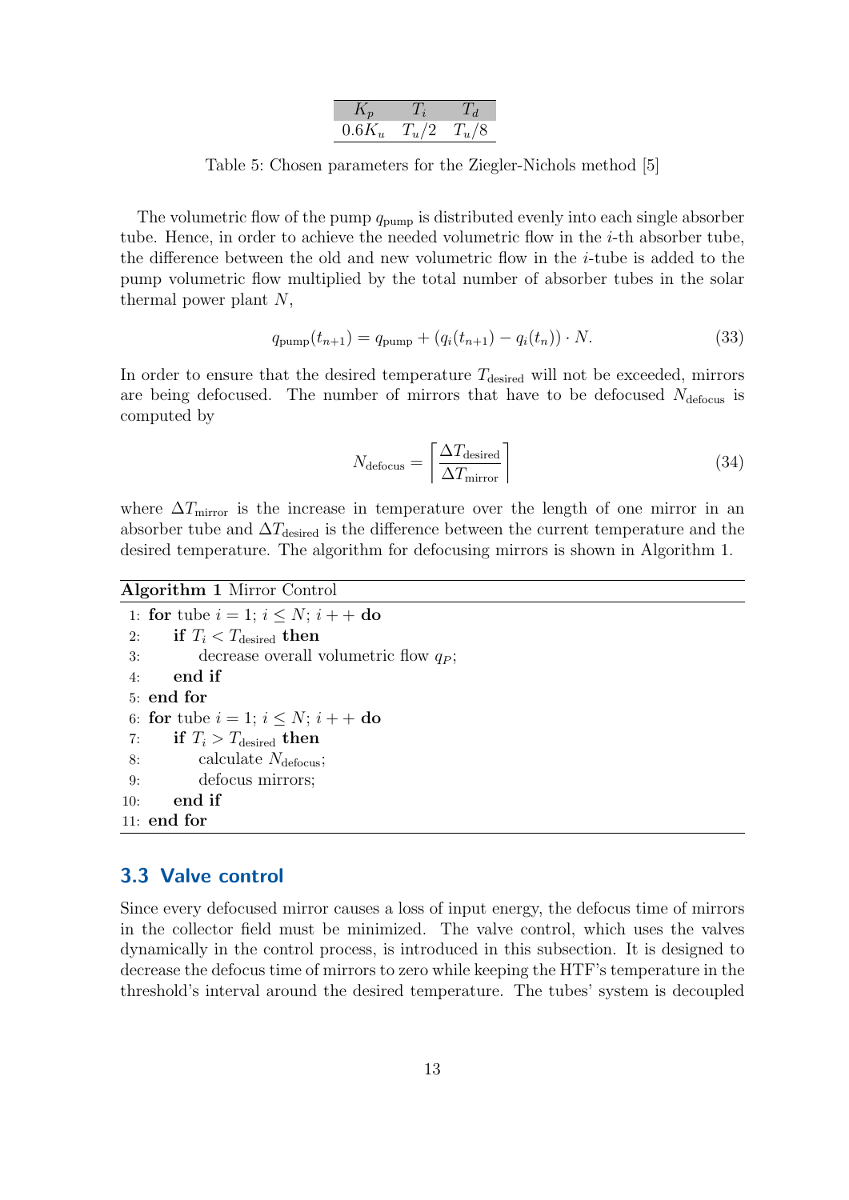| $K_p$ | $T_i$ | $T_d$ |
|---|---|---|
| $0.6K_u$ | $T_u/2$ | $T_u/8$ |

Table 5: Chosen parameters for the Ziegler-Nichols method [5]

The volumetric flow of the pump $q_{\text{pump}}$ is distributed evenly into each single absorber tube. Hence, in order to achieve the needed volumetric flow in the $i$-th absorber tube, the difference between the old and new volumetric flow in the $i$-tube is added to the pump volumetric flow multiplied by the total number of absorber tubes in the solar thermal power plant $N$,

$$q_{\text{pump}}(t_{n+1}) = q_{\text{pump}} + (q_i(t_{n+1}) - q_i(t_n)) \cdot N. \tag{33}$$

In order to ensure that the desired temperature $T_{\text{desired}}$ will not be exceeded, mirrors are being defocused. The number of mirrors that have to be defocused $N_{\text{defocus}}$ is computed by

$$N_{\text{defocus}} = \left\lceil \frac{\Delta T_{\text{desired}}}{\Delta T_{\text{mirror}}} \right\rceil \tag{34}$$

where $\Delta T_{\text{mirror}}$ is the increase in temperature over the length of one mirror in an absorber tube and $\Delta T_{\text{desired}}$ is the difference between the current temperature and the desired temperature. The algorithm for defocusing mirrors is shown in Algorithm 1.

**Algorithm 1** Mirror Control

```
1:  for tube i = 1; i ≤ N; i++ do
2:      if T_i < T_desired then
3:          decrease overall volumetric flow q_P;
4:      end if
5:  end for
6:  for tube i = 1; i ≤ N; i++ do
7:      if T_i > T_desired then
8:          calculate N_defocus;
9:          defocus mirrors;
10:     end if
11: end for
```

## 3.3 Valve control

Since every defocused mirror causes a loss of input energy, the defocus time of mirrors in the collector field must be minimized. The valve control, which uses the valves dynamically in the control process, is introduced in this subsection. It is designed to decrease the defocus time of mirrors to zero while keeping the HTF's temperature in the threshold's interval around the desired temperature. The tubes' system is decoupled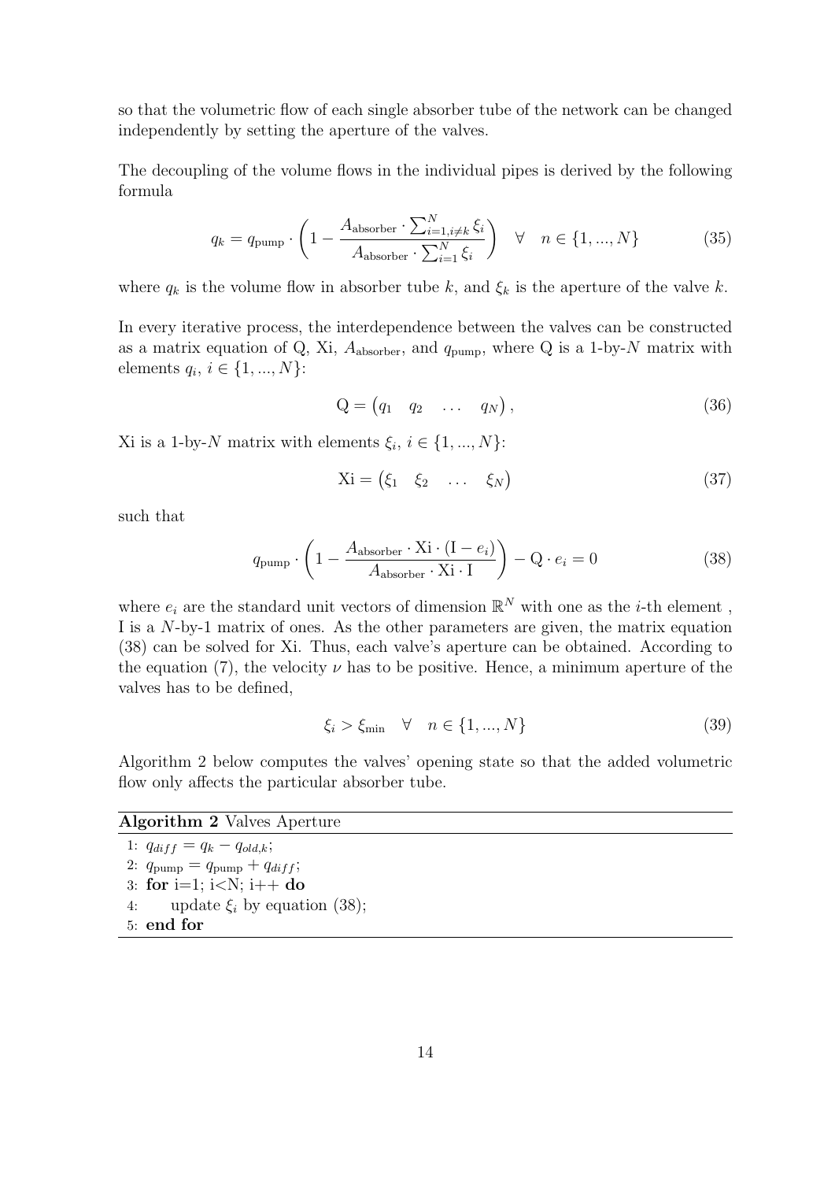so that the volumetric flow of each single absorber tube of the network can be changed independently by setting the aperture of the valves.

The decoupling of the volume flows in the individual pipes is derived by the following formula

$$q_k = q_{\text{pump}} \cdot \left(1 - \frac{A_{\text{absorber}} \cdot \sum_{i=1, i \neq k}^{N} \xi_i}{A_{\text{absorber}} \cdot \sum_{i=1}^{N} \xi_i}\right) \quad \forall \quad n \in \{1, ..., N\} \tag{35}$$

where $q_k$ is the volume flow in absorber tube $k$, and $\xi_k$ is the aperture of the valve $k$.

In every iterative process, the interdependence between the valves can be constructed as a matrix equation of Q, Xi, $A_{\text{absorber}}$, and $q_{\text{pump}}$, where Q is a 1-by-$N$ matrix with elements $q_i$, $i \in \{1, ..., N\}$:

$$\mathrm{Q} = \begin{pmatrix} q_1 & q_2 & \dots & q_N \end{pmatrix}, \tag{36}$$

Xi is a 1-by-$N$ matrix with elements $\xi_i$, $i \in \{1, ..., N\}$:

$$\mathrm{Xi} = \begin{pmatrix} \xi_1 & \xi_2 & \dots & \xi_N \end{pmatrix} \tag{37}$$

such that

$$q_{\text{pump}} \cdot \left(1 - \frac{A_{\text{absorber}} \cdot \mathrm{Xi} \cdot (\mathrm{I} - e_i)}{A_{\text{absorber}} \cdot \mathrm{Xi} \cdot \mathrm{I}}\right) - \mathrm{Q} \cdot e_i = 0 \tag{38}$$

where $e_i$ are the standard unit vectors of dimension $\mathbb{R}^N$ with one as the $i$-th element , I is a $N$-by-1 matrix of ones. As the other parameters are given, the matrix equation (38) can be solved for Xi. Thus, each valve's aperture can be obtained. According to the equation (7), the velocity $\nu$ has to be positive. Hence, a minimum aperture of the valves has to be defined,

$$\xi_i > \xi_{\min} \quad \forall \quad n \in \{1, ..., N\} \tag{39}$$

Algorithm 2 below computes the valves' opening state so that the added volumetric flow only affects the particular absorber tube.

**Algorithm 2** Valves Aperture

1: $q_{diff} = q_k - q_{old,k}$;
2: $q_{\text{pump}} = q_{\text{pump}} + q_{diff}$;
3: **for** i=1; i<N; i++ **do**
4: update $\xi_i$ by equation (38);
5: **end for**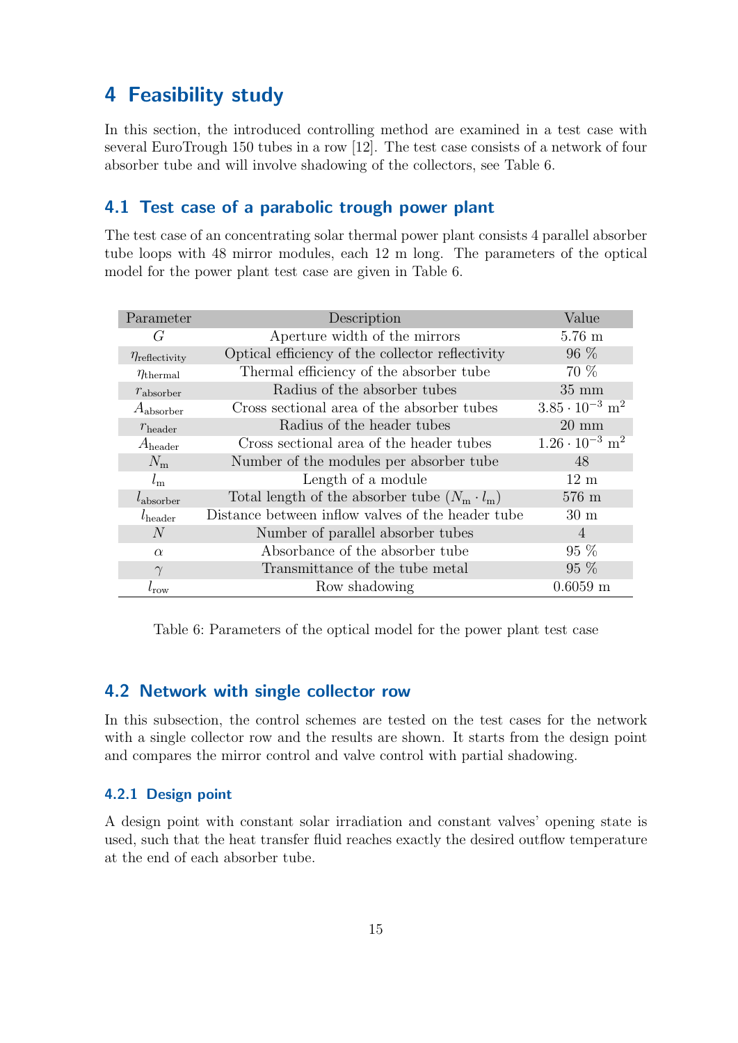# 4 Feasibility study

In this section, the introduced controlling method are examined in a test case with several EuroTrough 150 tubes in a row [12]. The test case consists of a network of four absorber tube and will involve shadowing of the collectors, see Table 6.

## 4.1 Test case of a parabolic trough power plant

The test case of an concentrating solar thermal power plant consists 4 parallel absorber tube loops with 48 mirror modules, each 12 m long. The parameters of the optical model for the power plant test case are given in Table 6.

| Parameter | Description | Value |
|---|---|---|
| $G$ | Aperture width of the mirrors | 5.76 m |
| $\eta_{\text{reflectivity}}$ | Optical efficiency of the collector reflectivity | 96 % |
| $\eta_{\text{thermal}}$ | Thermal efficiency of the absorber tube | 70 % |
| $r_{\text{absorber}}$ | Radius of the absorber tubes | 35 mm |
| $A_{\text{absorber}}$ | Cross sectional area of the absorber tubes | $3.85 \cdot 10^{-3}$ m$^2$ |
| $r_{\text{header}}$ | Radius of the header tubes | 20 mm |
| $A_{\text{header}}$ | Cross sectional area of the header tubes | $1.26 \cdot 10^{-3}$ m$^2$ |
| $N_{\text{m}}$ | Number of the modules per absorber tube | 48 |
| $l_{\text{m}}$ | Length of a module | 12 m |
| $l_{\text{absorber}}$ | Total length of the absorber tube ($N_{\text{m}} \cdot l_{\text{m}}$) | 576 m |
| $l_{\text{header}}$ | Distance between inflow valves of the header tube | 30 m |
| $N$ | Number of parallel absorber tubes | 4 |
| $\alpha$ | Absorbance of the absorber tube | 95 % |
| $\gamma$ | Transmittance of the tube metal | 95 % |
| $l_{\text{row}}$ | Row shadowing | 0.6059 m |

Table 6: Parameters of the optical model for the power plant test case

## 4.2 Network with single collector row

In this subsection, the control schemes are tested on the test cases for the network with a single collector row and the results are shown. It starts from the design point and compares the mirror control and valve control with partial shadowing.

### 4.2.1 Design point

A design point with constant solar irradiation and constant valves' opening state is used, such that the heat transfer fluid reaches exactly the desired outflow temperature at the end of each absorber tube.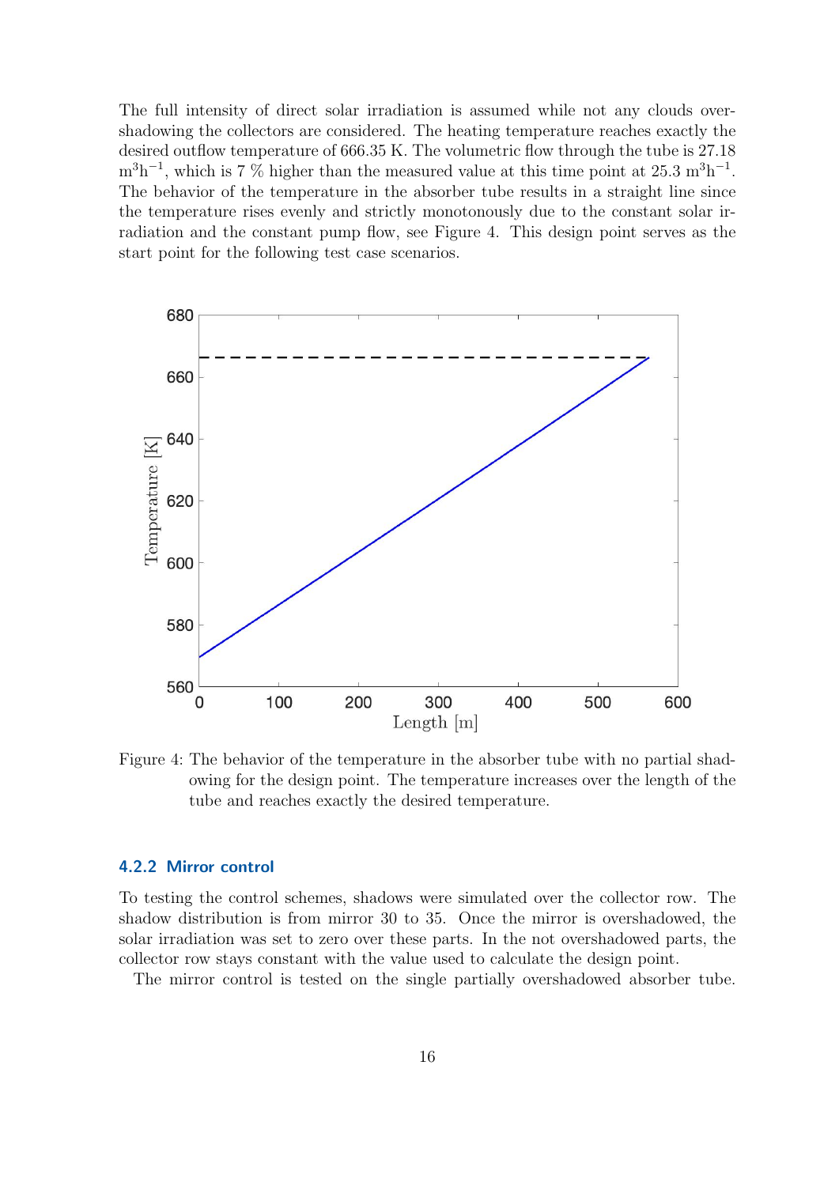The full intensity of direct solar irradiation is assumed while not any clouds overshadowing the collectors are considered. The heating temperature reaches exactly the desired outflow temperature of 666.35 K. The volumetric flow through the tube is 27.18 $m^3h^{-1}$, which is 7 % higher than the measured value at this time point at 25.3 $m^3h^{-1}$. The behavior of the temperature in the absorber tube results in a straight line since the temperature rises evenly and strictly monotonously due to the constant solar irradiation and the constant pump flow, see Figure 4. This design point serves as the start point for the following test case scenarios.

Figure 4: The behavior of the temperature in the absorber tube with no partial shadowing for the design point. The temperature increases over the length of the tube and reaches exactly the desired temperature.

### 4.2.2 Mirror control

To testing the control schemes, shadows were simulated over the collector row. The shadow distribution is from mirror 30 to 35. Once the mirror is overshadowed, the solar irradiation was set to zero over these parts. In the not overshadowed parts, the collector row stays constant with the value used to calculate the design point.

The mirror control is tested on the single partially overshadowed absorber tube.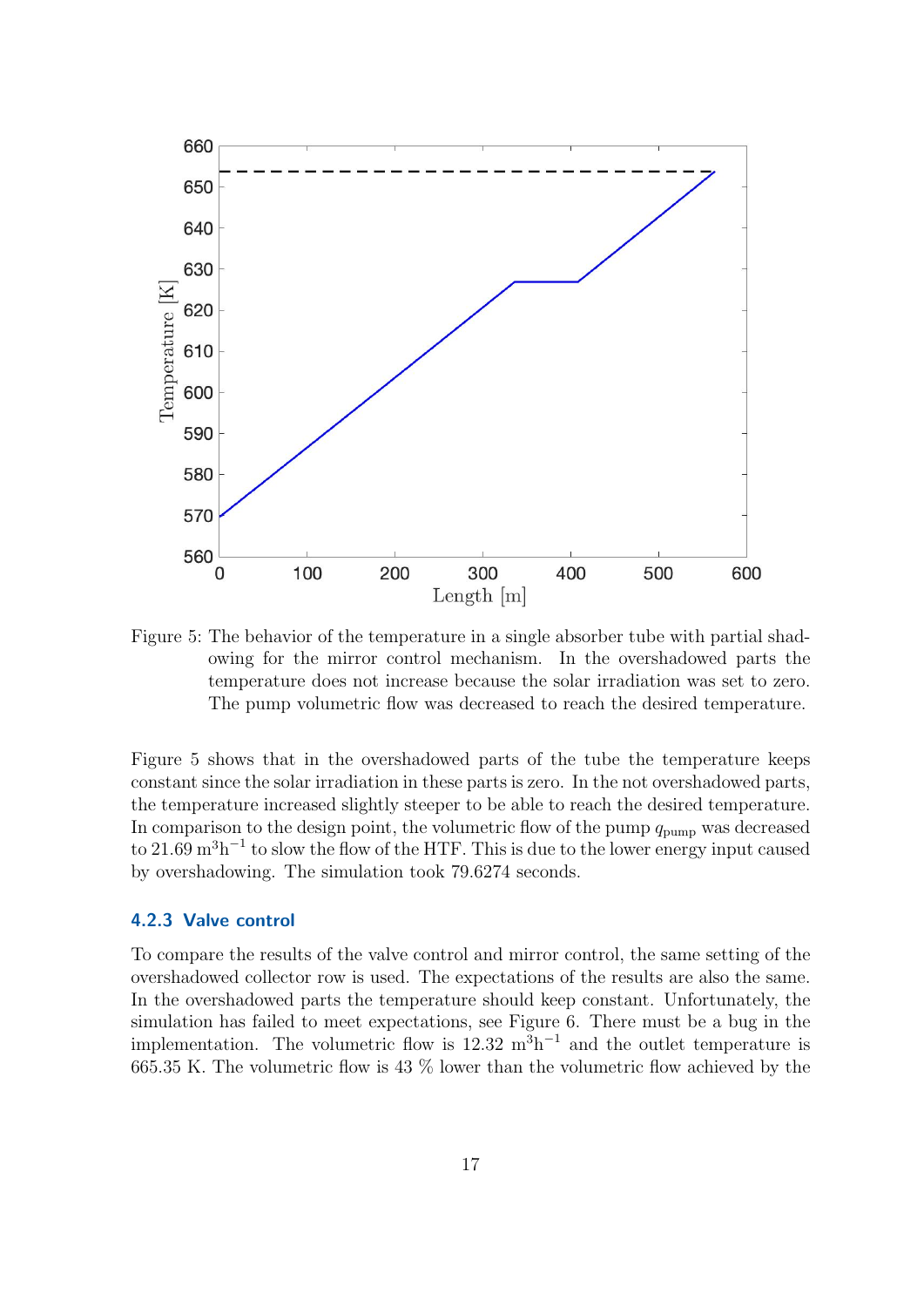Figure 5: The behavior of the temperature in a single absorber tube with partial shadowing for the mirror control mechanism. In the overshadowed parts the temperature does not increase because the solar irradiation was set to zero. The pump volumetric flow was decreased to reach the desired temperature.

Figure 5 shows that in the overshadowed parts of the tube the temperature keeps constant since the solar irradiation in these parts is zero. In the not overshadowed parts, the temperature increased slightly steeper to be able to reach the desired temperature. In comparison to the design point, the volumetric flow of the pump $q_{\text{pump}}$ was decreased to 21.69 $\text{m}^3\text{h}^{-1}$ to slow the flow of the HTF. This is due to the lower energy input caused by overshadowing. The simulation took 79.6274 seconds.

### 4.2.3 Valve control

To compare the results of the valve control and mirror control, the same setting of the overshadowed collector row is used. The expectations of the results are also the same. In the overshadowed parts the temperature should keep constant. Unfortunately, the simulation has failed to meet expectations, see Figure 6. There must be a bug in the implementation. The volumetric flow is 12.32 $\text{m}^3\text{h}^{-1}$ and the outlet temperature is 665.35 K. The volumetric flow is 43 % lower than the volumetric flow achieved by the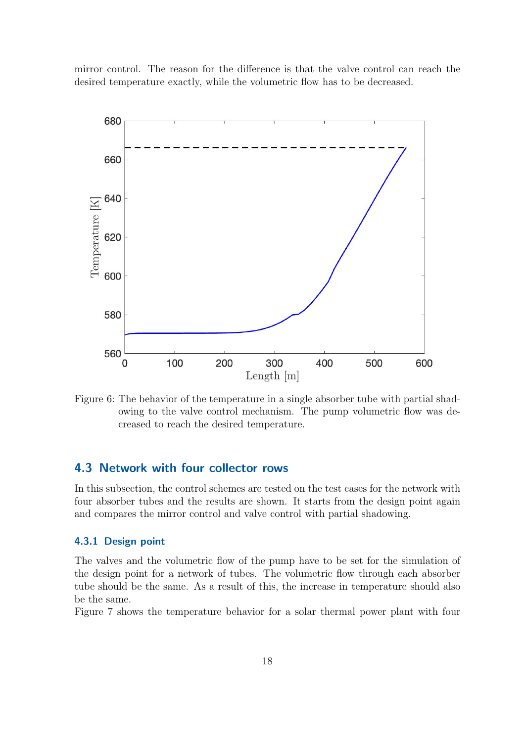mirror control. The reason for the difference is that the valve control can reach the desired temperature exactly, while the volumetric flow has to be decreased.

Figure 6: The behavior of the temperature in a single absorber tube with partial shadowing to the valve control mechanism. The pump volumetric flow was decreased to reach the desired temperature.

### 4.3 Network with four collector rows

In this subsection, the control schemes are tested on the test cases for the network with four absorber tubes and the results are shown. It starts from the design point again and compares the mirror control and valve control with partial shadowing.

#### 4.3.1 Design point

The valves and the volumetric flow of the pump have to be set for the simulation of the design point for a network of tubes. The volumetric flow through each absorber tube should be the same. As a result of this, the increase in temperature should also be the same.

Figure 7 shows the temperature behavior for a solar thermal power plant with four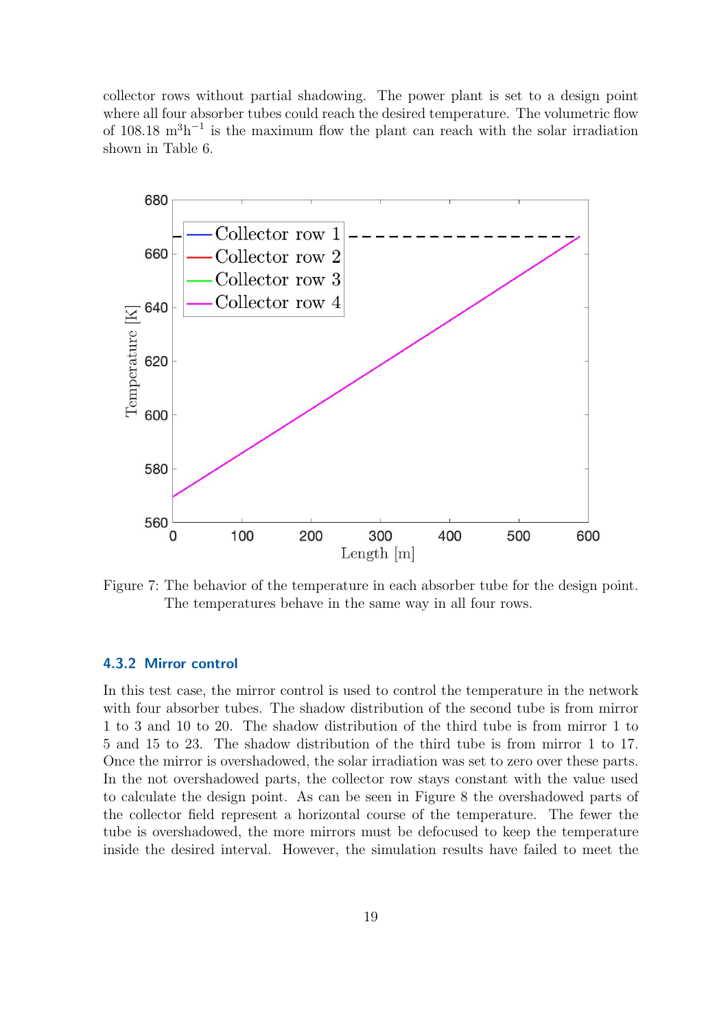collector rows without partial shadowing. The power plant is set to a design point where all four absorber tubes could reach the desired temperature. The volumetric flow of 108.18 $m^3h^{-1}$ is the maximum flow the plant can reach with the solar irradiation shown in Table 6.

Figure 7: The behavior of the temperature in each absorber tube for the design point. The temperatures behave in the same way in all four rows.

### 4.3.2 Mirror control

In this test case, the mirror control is used to control the temperature in the network with four absorber tubes. The shadow distribution of the second tube is from mirror 1 to 3 and 10 to 20. The shadow distribution of the third tube is from mirror 1 to 5 and 15 to 23. The shadow distribution of the third tube is from mirror 1 to 17. Once the mirror is overshadowed, the solar irradiation was set to zero over these parts. In the not overshadowed parts, the collector row stays constant with the value used to calculate the design point. As can be seen in Figure 8 the overshadowed parts of the collector field represent a horizontal course of the temperature. The fewer the tube is overshadowed, the more mirrors must be defocused to keep the temperature inside the desired interval. However, the simulation results have failed to meet the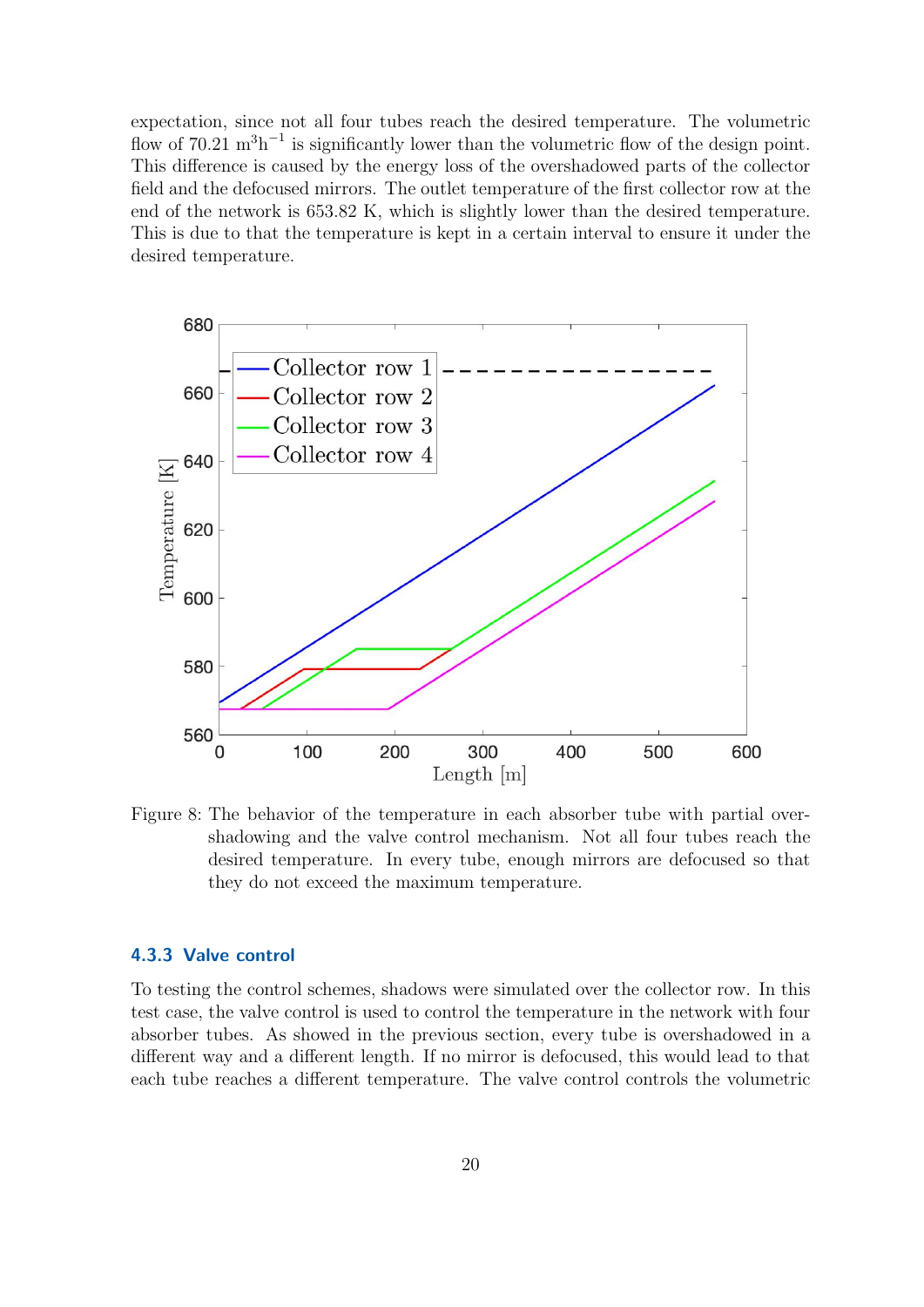expectation, since not all four tubes reach the desired temperature. The volumetric flow of 70.21 $m^3h^{-1}$ is significantly lower than the volumetric flow of the design point. This difference is caused by the energy loss of the overshadowed parts of the collector field and the defocused mirrors. The outlet temperature of the first collector row at the end of the network is 653.82 K, which is slightly lower than the desired temperature. This is due to that the temperature is kept in a certain interval to ensure it under the desired temperature.

Figure 8: The behavior of the temperature in each absorber tube with partial overshadowing and the valve control mechanism. Not all four tubes reach the desired temperature. In every tube, enough mirrors are defocused so that they do not exceed the maximum temperature.

### 4.3.3 Valve control

To testing the control schemes, shadows were simulated over the collector row. In this test case, the valve control is used to control the temperature in the network with four absorber tubes. As showed in the previous section, every tube is overshadowed in a different way and a different length. If no mirror is defocused, this would lead to that each tube reaches a different temperature. The valve control controls the volumetric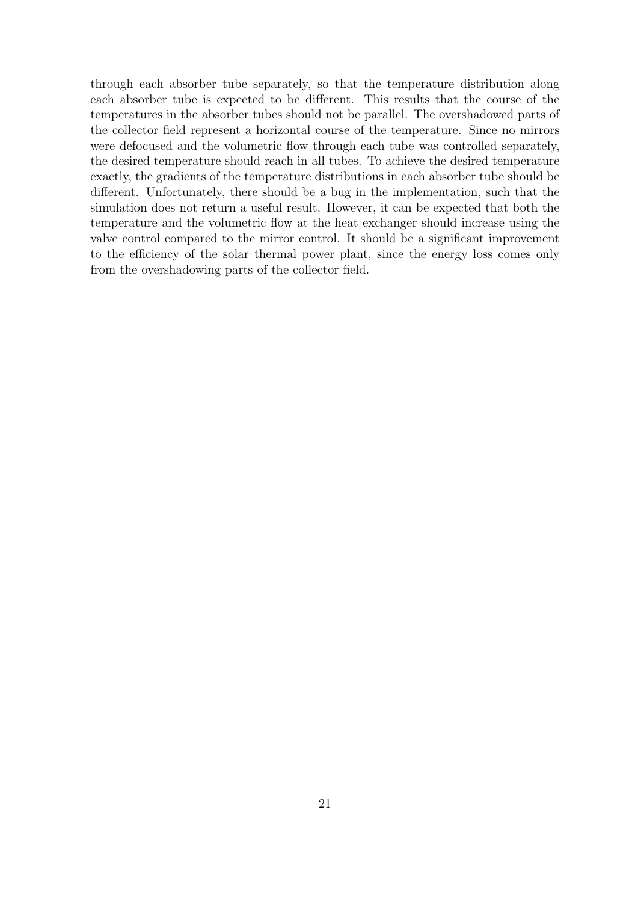through each absorber tube separately, so that the temperature distribution along each absorber tube is expected to be different. This results that the course of the temperatures in the absorber tubes should not be parallel. The overshadowed parts of the collector field represent a horizontal course of the temperature. Since no mirrors were defocused and the volumetric flow through each tube was controlled separately, the desired temperature should reach in all tubes. To achieve the desired temperature exactly, the gradients of the temperature distributions in each absorber tube should be different. Unfortunately, there should be a bug in the implementation, such that the simulation does not return a useful result. However, it can be expected that both the temperature and the volumetric flow at the heat exchanger should increase using the valve control compared to the mirror control. It should be a significant improvement to the efficiency of the solar thermal power plant, since the energy loss comes only from the overshadowing parts of the collector field.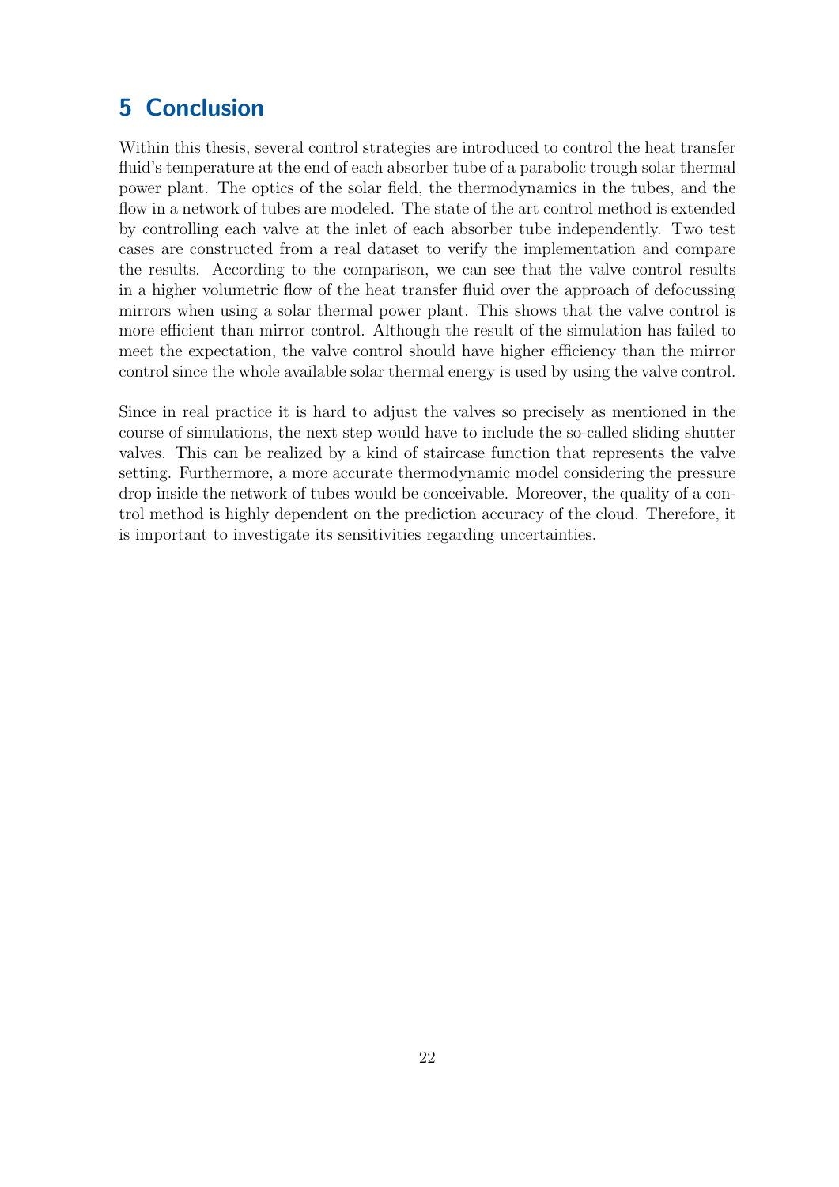# 5 Conclusion

Within this thesis, several control strategies are introduced to control the heat transfer fluid's temperature at the end of each absorber tube of a parabolic trough solar thermal power plant. The optics of the solar field, the thermodynamics in the tubes, and the flow in a network of tubes are modeled. The state of the art control method is extended by controlling each valve at the inlet of each absorber tube independently. Two test cases are constructed from a real dataset to verify the implementation and compare the results. According to the comparison, we can see that the valve control results in a higher volumetric flow of the heat transfer fluid over the approach of defocussing mirrors when using a solar thermal power plant. This shows that the valve control is more efficient than mirror control. Although the result of the simulation has failed to meet the expectation, the valve control should have higher efficiency than the mirror control since the whole available solar thermal energy is used by using the valve control.

Since in real practice it is hard to adjust the valves so precisely as mentioned in the course of simulations, the next step would have to include the so-called sliding shutter valves. This can be realized by a kind of staircase function that represents the valve setting. Furthermore, a more accurate thermodynamic model considering the pressure drop inside the network of tubes would be conceivable. Moreover, the quality of a control method is highly dependent on the prediction accuracy of the cloud. Therefore, it is important to investigate its sensitivities regarding uncertainties.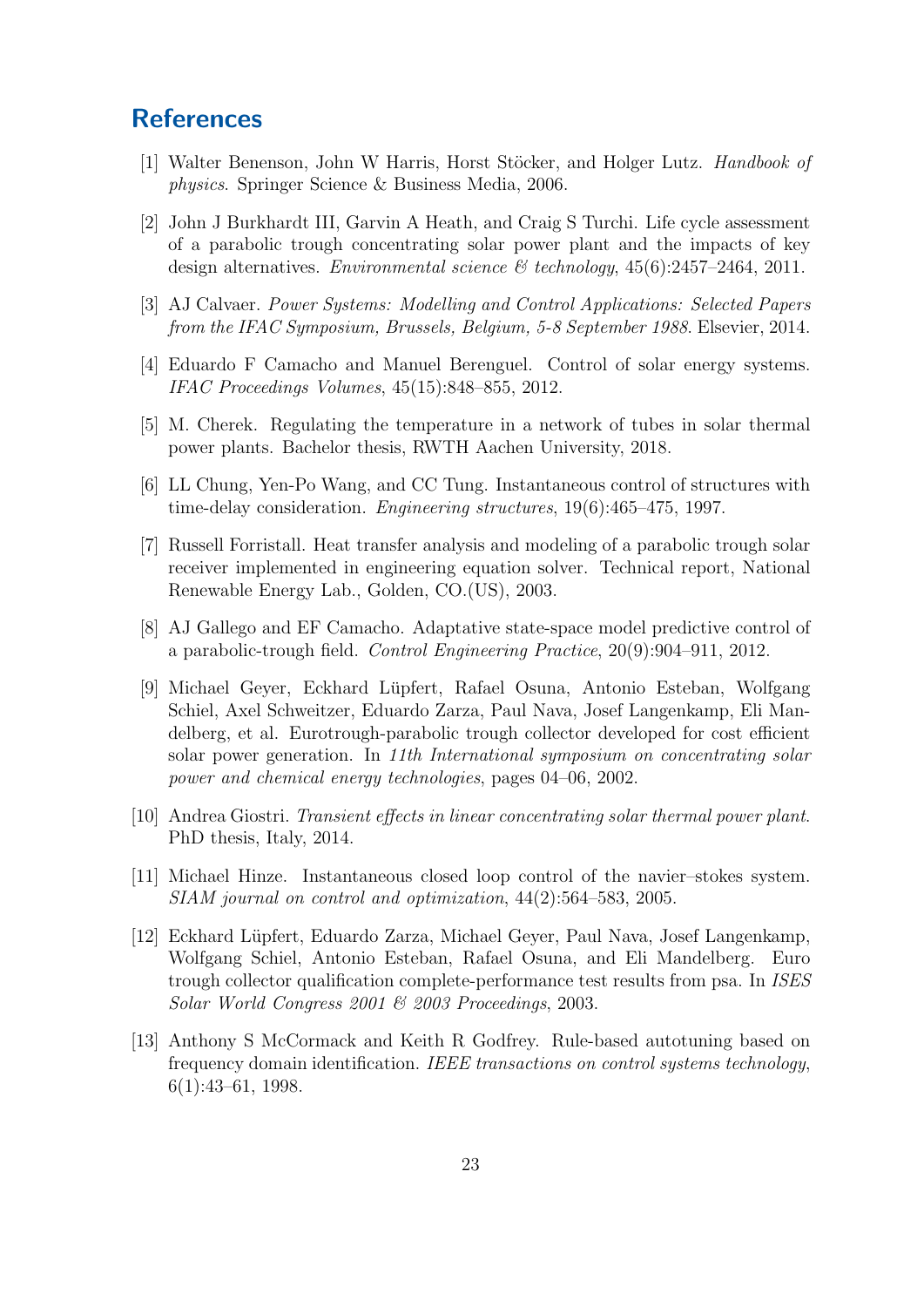## References

[1] Walter Benenson, John W Harris, Horst Stöcker, and Holger Lutz. *Handbook of physics*. Springer Science & Business Media, 2006.

[2] John J Burkhardt III, Garvin A Heath, and Craig S Turchi. Life cycle assessment of a parabolic trough concentrating solar power plant and the impacts of key design alternatives. *Environmental science & technology*, 45(6):2457–2464, 2011.

[3] AJ Calvaer. *Power Systems: Modelling and Control Applications: Selected Papers from the IFAC Symposium, Brussels, Belgium, 5-8 September 1988*. Elsevier, 2014.

[4] Eduardo F Camacho and Manuel Berenguel. Control of solar energy systems. *IFAC Proceedings Volumes*, 45(15):848–855, 2012.

[5] M. Cherek. Regulating the temperature in a network of tubes in solar thermal power plants. Bachelor thesis, RWTH Aachen University, 2018.

[6] LL Chung, Yen-Po Wang, and CC Tung. Instantaneous control of structures with time-delay consideration. *Engineering structures*, 19(6):465–475, 1997.

[7] Russell Forristall. Heat transfer analysis and modeling of a parabolic trough solar receiver implemented in engineering equation solver. Technical report, National Renewable Energy Lab., Golden, CO.(US), 2003.

[8] AJ Gallego and EF Camacho. Adaptative state-space model predictive control of a parabolic-trough field. *Control Engineering Practice*, 20(9):904–911, 2012.

[9] Michael Geyer, Eckhard Lüpfert, Rafael Osuna, Antonio Esteban, Wolfgang Schiel, Axel Schweitzer, Eduardo Zarza, Paul Nava, Josef Langenkamp, Eli Mandelberg, et al. Eurotrough-parabolic trough collector developed for cost efficient solar power generation. In *11th International symposium on concentrating solar power and chemical energy technologies*, pages 04–06, 2002.

[10] Andrea Giostri. *Transient effects in linear concentrating solar thermal power plant*. PhD thesis, Italy, 2014.

[11] Michael Hinze. Instantaneous closed loop control of the navier–stokes system. *SIAM journal on control and optimization*, 44(2):564–583, 2005.

[12] Eckhard Lüpfert, Eduardo Zarza, Michael Geyer, Paul Nava, Josef Langenkamp, Wolfgang Schiel, Antonio Esteban, Rafael Osuna, and Eli Mandelberg. Euro trough collector qualification complete-performance test results from psa. In *ISES Solar World Congress 2001 & 2003 Proceedings*, 2003.

[13] Anthony S McCormack and Keith R Godfrey. Rule-based autotuning based on frequency domain identification. *IEEE transactions on control systems technology*, 6(1):43–61, 1998.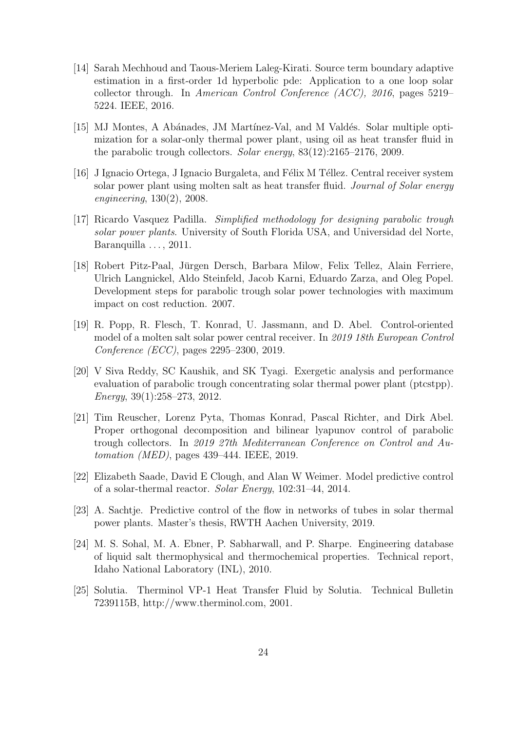[14] Sarah Mechhoud and Taous-Meriem Laleg-Kirati. Source term boundary adaptive estimation in a first-order 1d hyperbolic pde: Application to a one loop solar collector through. In *American Control Conference (ACC), 2016*, pages 5219–5224. IEEE, 2016.

[15] MJ Montes, A Abánades, JM Martínez-Val, and M Valdés. Solar multiple optimization for a solar-only thermal power plant, using oil as heat transfer fluid in the parabolic trough collectors. *Solar energy*, 83(12):2165–2176, 2009.

[16] J Ignacio Ortega, J Ignacio Burgaleta, and Félix M Téllez. Central receiver system solar power plant using molten salt as heat transfer fluid. *Journal of Solar energy engineering*, 130(2), 2008.

[17] Ricardo Vasquez Padilla. *Simplified methodology for designing parabolic trough solar power plants*. University of South Florida USA, and Universidad del Norte, Baranquilla ..., 2011.

[18] Robert Pitz-Paal, Jürgen Dersch, Barbara Milow, Felix Tellez, Alain Ferriere, Ulrich Langnickel, Aldo Steinfeld, Jacob Karni, Eduardo Zarza, and Oleg Popel. Development steps for parabolic trough solar power technologies with maximum impact on cost reduction. 2007.

[19] R. Popp, R. Flesch, T. Konrad, U. Jassmann, and D. Abel. Control-oriented model of a molten salt solar power central receiver. In *2019 18th European Control Conference (ECC)*, pages 2295–2300, 2019.

[20] V Siva Reddy, SC Kaushik, and SK Tyagi. Exergetic analysis and performance evaluation of parabolic trough concentrating solar thermal power plant (ptcstpp). *Energy*, 39(1):258–273, 2012.

[21] Tim Reuscher, Lorenz Pyta, Thomas Konrad, Pascal Richter, and Dirk Abel. Proper orthogonal decomposition and bilinear lyapunov control of parabolic trough collectors. In *2019 27th Mediterranean Conference on Control and Automation (MED)*, pages 439–444. IEEE, 2019.

[22] Elizabeth Saade, David E Clough, and Alan W Weimer. Model predictive control of a solar-thermal reactor. *Solar Energy*, 102:31–44, 2014.

[23] A. Sachtje. Predictive control of the flow in networks of tubes in solar thermal power plants. Master's thesis, RWTH Aachen University, 2019.

[24] M. S. Sohal, M. A. Ebner, P. Sabharwall, and P. Sharpe. Engineering database of liquid salt thermophysical and thermochemical properties. Technical report, Idaho National Laboratory (INL), 2010.

[25] Solutia. Therminol VP-1 Heat Transfer Fluid by Solutia. Technical Bulletin 7239115B, http://www.therminol.com, 2001.